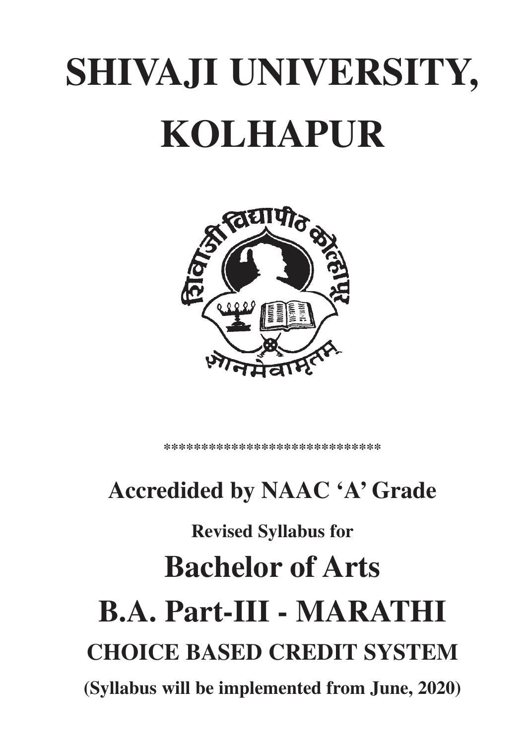# SHIVAJI UNIVERSITY, KOLHAPUR

*****************************

## Accredided by NAAC 'A' Grade

**Revised Syllabus for**

# Bachelor of Arts

# B.A. Part-III - MARATHI

## CHOICE BASED CREDIT SYSTEM

**(Syllabus will be implemented from June, 2020)**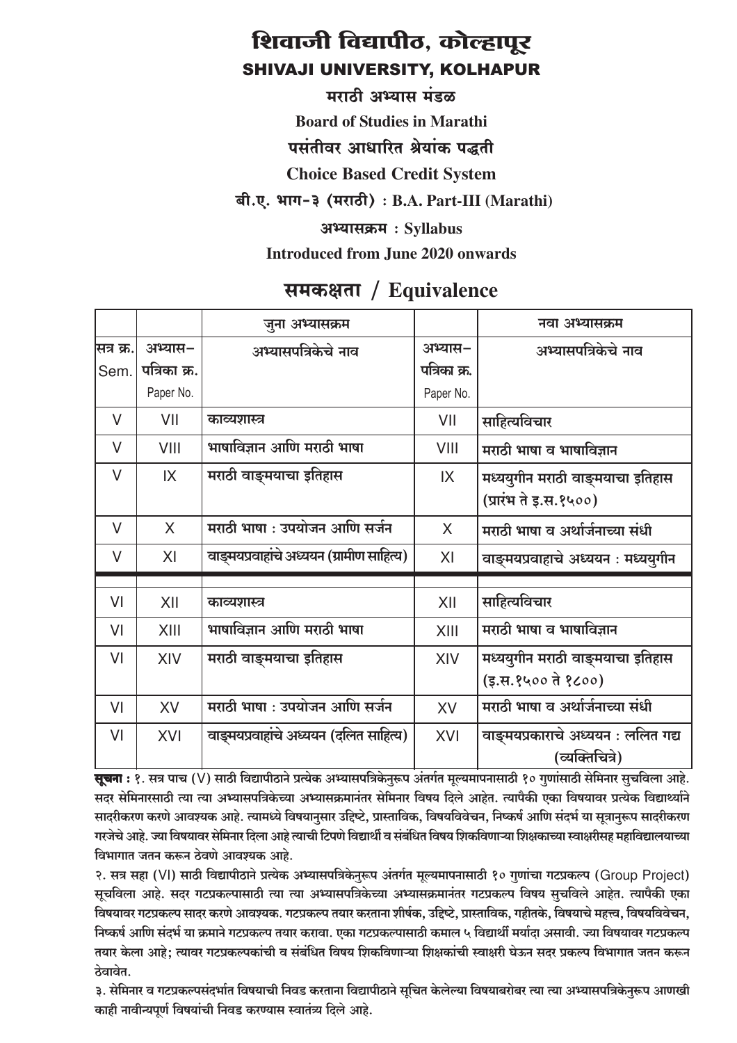# शिवाजी विद्यापीठ, कोल्हापूर

## SHIVAJI UNIVERSITY, KOLHAPUR

### मराठी अभ्यास मंडळ

**Board of Studies in Marathi**

**पसंतीवर आधारित श्रेयांक पद्धती**

**Choice Based Credit System**

**बी.ए. भाग-३ (मराठी) : B.A. Part-III (Marathi)**

**अभ्यासक्रम : Syllabus**

**Introduced from June 2020 onwards**

## समकक्षता / Equivalence

| | | जुना अभ्यासक्रम | | नवा अभ्यासक्रम |
|---|---|---|---|---|
| सत्र क्र. Sem. | अभ्यास–पत्रिका क्र. Paper No. | अभ्यासपत्रिकेचे नाव | अभ्यास–पत्रिका क्र. Paper No. | अभ्यासपत्रिकेचे नाव |
| V | VII | काव्यशास्त्र | VII | साहित्यविचार |
| V | VIII | भाषाविज्ञान आणि मराठी भाषा | VIII | मराठी भाषा व भाषाविज्ञान |
| V | IX | मराठी वाङ्मयाचा इतिहास | IX | मध्ययुगीन मराठी वाङ्मयाचा इतिहास (प्रारंभ ते इ.स.१५००) |
| V | X | मराठी भाषा : उपयोजन आणि सर्जन | X | मराठी भाषा व अर्थार्जनाच्या संधी |
| V | XI | वाङ्मयप्रवाहांचे अध्ययन (ग्रामीण साहित्य) | XI | वाङ्मयप्रवाहाचे अध्ययन : मध्ययुगीन |
| VI | XII | काव्यशास्त्र | XII | साहित्यविचार |
| VI | XIII | भाषाविज्ञान आणि मराठी भाषा | XIII | मराठी भाषा व भाषाविज्ञान |
| VI | XIV | मराठी वाङ्मयाचा इतिहास | XIV | मध्ययुगीन मराठी वाङ्मयाचा इतिहास (इ.स.१५०० ते १८००) |
| VI | XV | मराठी भाषा : उपयोजन आणि सर्जन | XV | मराठी भाषा व अर्थार्जनाच्या संधी |
| VI | XVI | वाङ्मयप्रवाहांचे अध्ययन (दलित साहित्य) | XVI | वाङ्मयप्रकाराचे अध्ययन : ललित गद्य (व्यक्तिचित्रे) |

**सूचना :** १. सत्र पाच (V) साठी विद्यापीठाने प्रत्येक अभ्यासपत्रिकेनुरूप अंतर्गत मूल्यमापनासाठी १० गुणांसाठी सेमिनार सुचविला आहे. सदर सेमिनारसाठी त्या त्या अभ्यासपत्रिकेच्या अभ्यासक्रमानंतर सेमिनार विषय दिले आहेत. त्यापैकी एका विषयावर प्रत्येक विद्यार्थ्याने सादरीकरण करणे आवश्यक आहे. त्यामध्ये विषयानुसार उद्दिष्टे, प्रास्ताविक, विषयविवेचन, निष्कर्ष आणि संदर्भ या सूत्रानुरूप सादरीकरण गरजेचे आहे. ज्या विषयावर सेमिनार दिला आहे त्याची टिपणे विद्यार्थी व संबंधित विषय शिकविणाऱ्या शिक्षकाच्या स्वाक्षरीसह महाविद्यालयाच्या विभागात जतन करून ठेवणे आवश्यक आहे.

२. सत्र सहा (VI) साठी विद्यापीठाने प्रत्येक अभ्यासपत्रिकेनुरूप अंतर्गत मूल्यमापनासाठी १० गुणांचा गटप्रकल्प (Group Project) सूचविला आहे. सदर गटप्रकल्पासाठी त्या त्या अभ्यासपत्रिकेच्या अभ्यासक्रमानंतर गटप्रकल्प विषय सुचविले आहेत. त्यापैकी एका विषयावर गटप्रकल्प सादर करणे आवश्यक. गटप्रकल्प तयार करताना शीर्षक, उद्दिष्टे, प्रास्ताविक, गहीतके, विषयाचे महत्त्व, विषयविवेचन, निष्कर्ष आणि संदर्भ या क्रमाने गटप्रकल्प तयार करावा. एका गटप्रकल्पासाठी कमाल ५ विद्यार्थी मर्यादा असावी. ज्या विषयावर गटप्रकल्प तयार केला आहे; त्यावर गटप्रकल्पकांची व संबंधित विषय शिकविणाऱ्या शिक्षकांची स्वाक्षरी घेऊन सदर प्रकल्प विभागात जतन करून ठेवावेत.

३. सेमिनार व गटप्रकल्पसंदर्भात विषयाची निवड करताना विद्यापीठाने सूचित केलेल्या विषयाबरोबर त्या त्या अभ्यासपत्रिकेनुरूप आणखी काही नावीन्यपूर्ण विषयांची निवड करण्यास स्वातंत्र्य दिले आहे.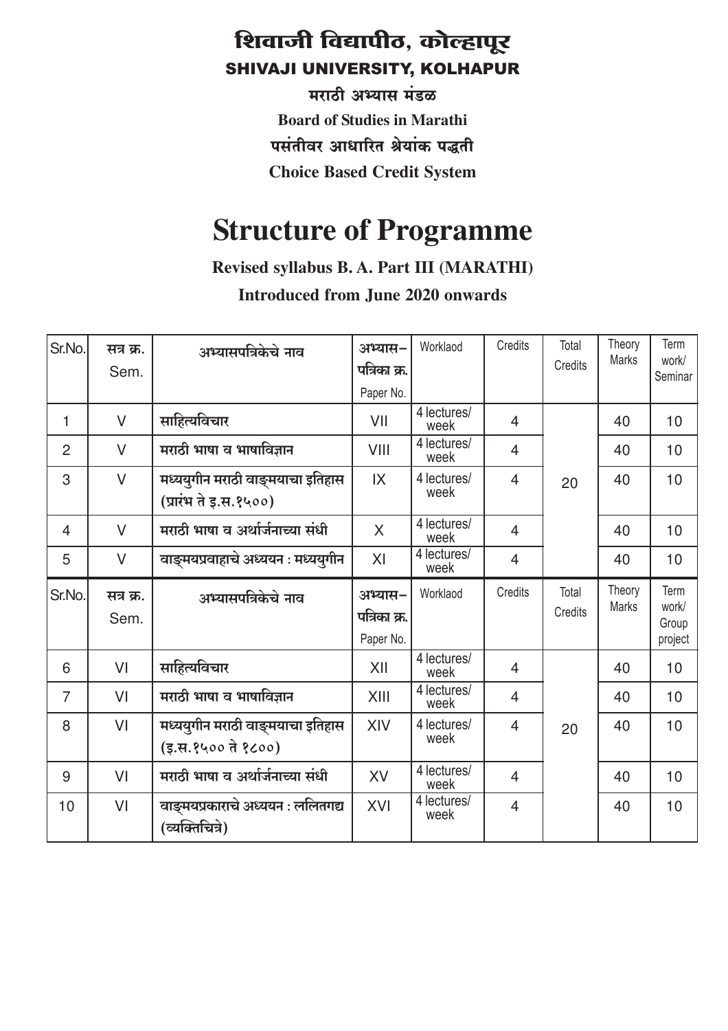# शिवाजी विद्यापीठ, कोल्हापूर

## SHIVAJI UNIVERSITY, KOLHAPUR

**मराठी अभ्यास मंडळ**

**Board of Studies in Marathi**

**पसंतीवर आधारित श्रेयांक पद्धती**

**Choice Based Credit System**

# Structure of Programme

**Revised syllabus B. A. Part III (MARATHI)**

**Introduced from June 2020 onwards**

| Sr.No. | सत्र क्र. Sem. | अभ्यासपत्रिकेचे नाव | अभ्यास–पत्रिका क्र. Paper No. | Workload | Credits | Total Credits | Theory Marks | Term work/ Seminar |
|---|---|---|---|---|---|---|---|---|
| 1 | V | साहित्यविचार | VII | 4 lectures/ week | 4 | 20 | 40 | 10 |
| 2 | V | मराठी भाषा व भाषाविज्ञान | VIII | 4 lectures/ week | 4 | | 40 | 10 |
| 3 | V | मध्ययुगीन मराठी वाङ्मयाचा इतिहास (प्रारंभ ते इ.स.१५००) | IX | 4 lectures/ week | 4 | | 40 | 10 |
| 4 | V | मराठी भाषा व अर्थार्जनाच्या संधी | X | 4 lectures/ week | 4 | | 40 | 10 |
| 5 | V | वाङ्मयप्रवाहाचे अध्ययन : मध्ययुगीन | XI | 4 lectures/ week | 4 | | 40 | 10 |

| Sr.No. | सत्र क्र. Sem. | अभ्यासपत्रिकेचे नाव | अभ्यास–पत्रिका क्र. Paper No. | Workload | Credits | Total Credits | Theory Marks | Term work/ Group project |
|---|---|---|---|---|---|---|---|---|
| 6 | VI | साहित्यविचार | XII | 4 lectures/ week | 4 | 20 | 40 | 10 |
| 7 | VI | मराठी भाषा व भाषाविज्ञान | XIII | 4 lectures/ week | 4 | | 40 | 10 |
| 8 | VI | मध्ययुगीन मराठी वाङ्मयाचा इतिहास (इ.स.१५०० ते १८००) | XIV | 4 lectures/ week | 4 | | 40 | 10 |
| 9 | VI | मराठी भाषा व अर्थार्जनाच्या संधी | XV | 4 lectures/ week | 4 | | 40 | 10 |
| 10 | VI | वाङ्मयप्रकाराचे अध्ययन : ललितगद्य (व्यक्तिचित्रे) | XVI | 4 lectures/ week | 4 | | 40 | 10 |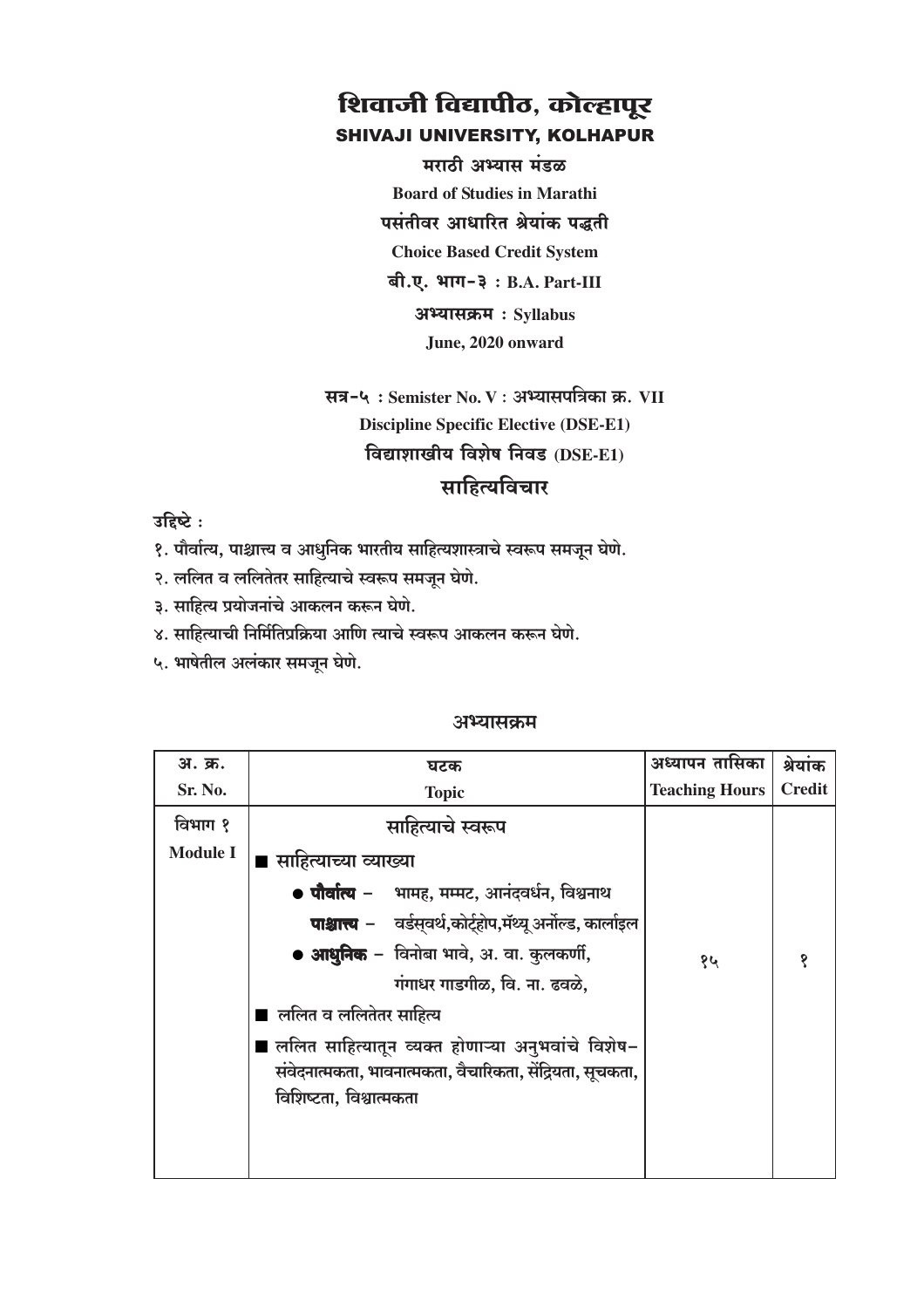# शिवाजी विद्यापीठ, कोल्हापूर

## SHIVAJI UNIVERSITY, KOLHAPUR

**मराठी अभ्यास मंडळ**

**Board of Studies in Marathi**

**पसंतीवर आधारित श्रेयांक पद्धती**

**Choice Based Credit System**

**बी.ए. भाग-३ : B.A. Part-III**

**अभ्यासक्रम : Syllabus**

**June, 2020 onward**

**सत्र-५ : Semister No. V : अभ्यासपत्रिका क्र. VII**

**Discipline Specific Elective (DSE-E1)**

**विद्याशाखीय विशेष निवड (DSE-E1)**

## साहित्यविचार

**उद्दिष्टे :**

१. पौर्वात्य, पाश्चात्त्य व आधुनिक भारतीय साहित्यशास्त्राचे स्वरूप समजून घेणे.

२. ललित व ललितेतर साहित्याचे स्वरूप समजून घेणे.

३. साहित्य प्रयोजनांचे आकलन करून घेणे.

४. साहित्याची निर्मितिप्रक्रिया आणि त्याचे स्वरूप आकलन करून घेणे.

५. भाषेतील अलंकार समजून घेणे.

### अभ्यासक्रम

| अ. क्र.<br>Sr. No. | घटक<br>Topic | अध्यापन तासिका<br>Teaching Hours | श्रेयांक<br>Credit |
|---|---|---|---|
| विभाग १<br>Module I | **साहित्याचे स्वरूप**<br>■ साहित्याच्या व्याख्या<br>● **पौर्वात्य** – भामह, मम्मट, आनंदवर्धन, विश्वनाथ<br>**पाश्चात्त्य** – वर्डस्वर्थ,कोर्ट्होप,मॅथ्यू अर्नोल्ड, कार्लाइल<br>● **आधुनिक** – विनोबा भावे, अ. वा. कुलकर्णी, गंगाधर गाडगीळ, वि. ना. ढवळे,<br>■ ललित व ललितेतर साहित्य<br>■ ललित साहित्यातून व्यक्त होणाऱ्या अनुभवांचे विशेष– संवेदनात्मकता, भावनात्मकता, वैचारिकता, सेंद्रियता, सूचकता, विशिष्टता, विश्वात्मकता | १५ | १ |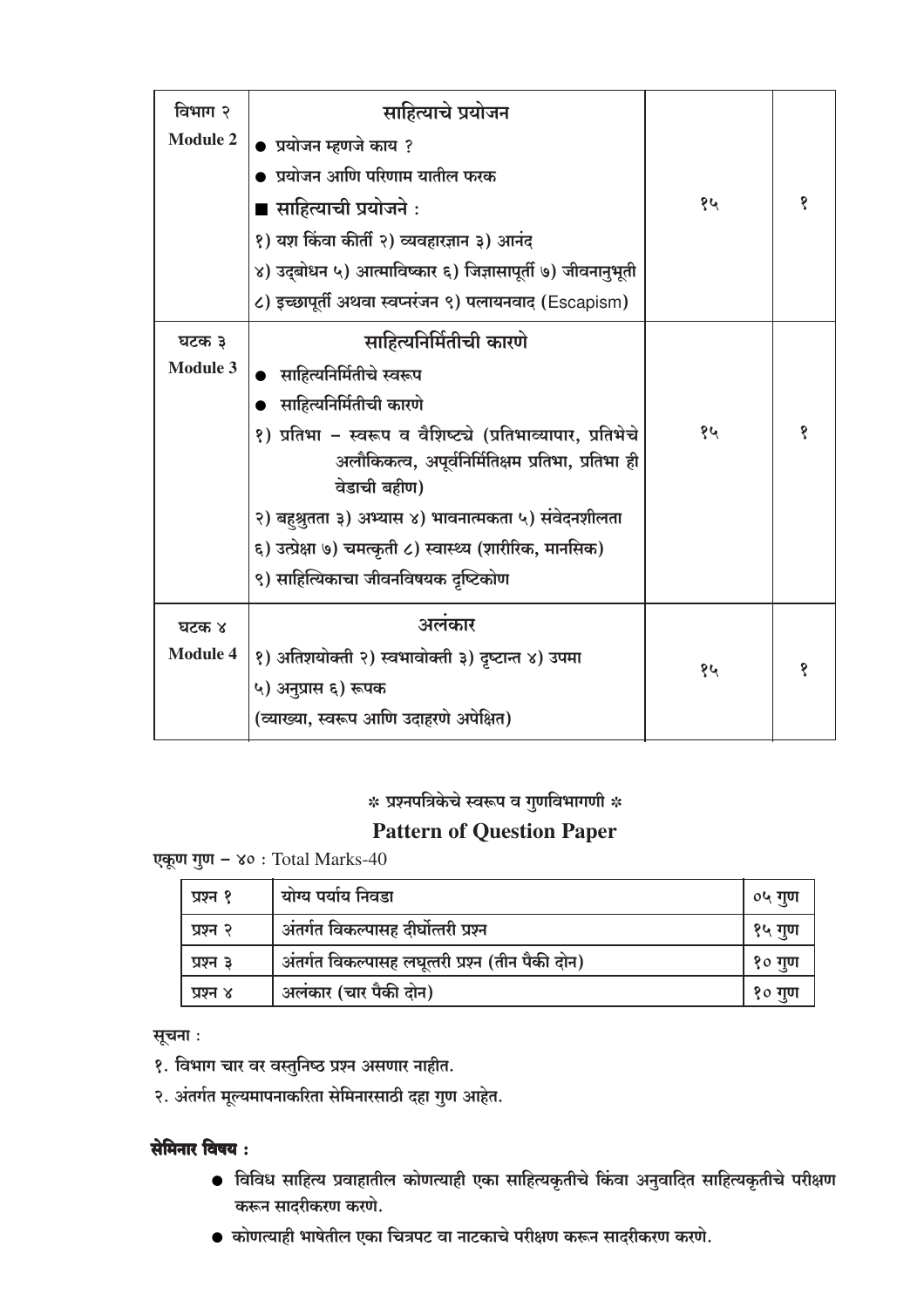| विभाग २ Module 2 | साहित्याचे प्रयोजन<br>● प्रयोजन म्हणजे काय ?<br>● प्रयोजन आणि परिणाम यातील फरक<br>■ साहित्याची प्रयोजने :<br>१) यश किंवा कीर्ती २) व्यवहारज्ञान ३) आनंद<br>४) उद्बोधन ५) आत्माविष्कार ६) जिज्ञासापूर्ती ७) जीवनानुभूती<br>८) इच्छापूर्ती अथवा स्वप्नरंजन ९) पलायनवाद (Escapism) | १५ | १ |
|---|---|---|---|
| घटक ३ Module 3 | साहित्यनिर्मितीची कारणे<br>● साहित्यनिर्मितीचे स्वरूप<br>● साहित्यनिर्मितीची कारणे<br>१) प्रतिभा – स्वरूप व वैशिष्ट्ये (प्रतिभाव्यापार, प्रतिभेचे अलौकिकत्व, अपूर्वनिर्मितिक्षम प्रतिभा, प्रतिभा ही वेडाची बहीण)<br>२) बहुश्रुतता ३) अभ्यास ४) भावनात्मकता ५) संवेदनशीलता<br>६) उत्प्रेक्षा ७) चमत्कृती ८) स्वास्थ्य (शारीरिक, मानसिक)<br>९) साहित्यिकाचा जीवनविषयक दृष्टिकोण | १५ | १ |
| घटक ४ Module 4 | अलंकार<br>१) अतिशयोक्ती २) स्वभावोक्ती ३) दृष्टान्त ४) उपमा<br>५) अनुप्रास ६) रूपक<br>(व्याख्या, स्वरूप आणि उदाहरणे अपेक्षित) | १५ | १ |

## \* प्रश्नपत्रिकेचे स्वरूप व गुणविभागणी \*

## Pattern of Question Paper

**एकूण गुण – ४०** : Total Marks-40

| प्रश्न | स्वरूप | गुण |
|---|---|---|
| प्रश्न १ | योग्य पर्याय निवडा | ०५ गुण |
| प्रश्न २ | अंतर्गत विकल्पासह दीर्घोत्तरी प्रश्न | १५ गुण |
| प्रश्न ३ | अंतर्गत विकल्पासह लघूत्तरी प्रश्न (तीन पैकी दोन) | १० गुण |
| प्रश्न ४ | अलंकार (चार पैकी दोन) | १० गुण |

सूचना :

१. विभाग चार वर वस्तुनिष्ठ प्रश्न असणार नाहीत.

२. अंतर्गत मूल्यमापनाकरिता सेमिनारसाठी दहा गुण आहेत.

**सेमिनार विषय :**

- विविध साहित्य प्रवाहातील कोणत्याही एका साहित्यकृतीचे किंवा अनुवादित साहित्यकृतीचे परीक्षण करून सादरीकरण करणे.
- कोणत्याही भाषेतील एका चित्रपट वा नाटकाचे परीक्षण करून सादरीकरण करणे.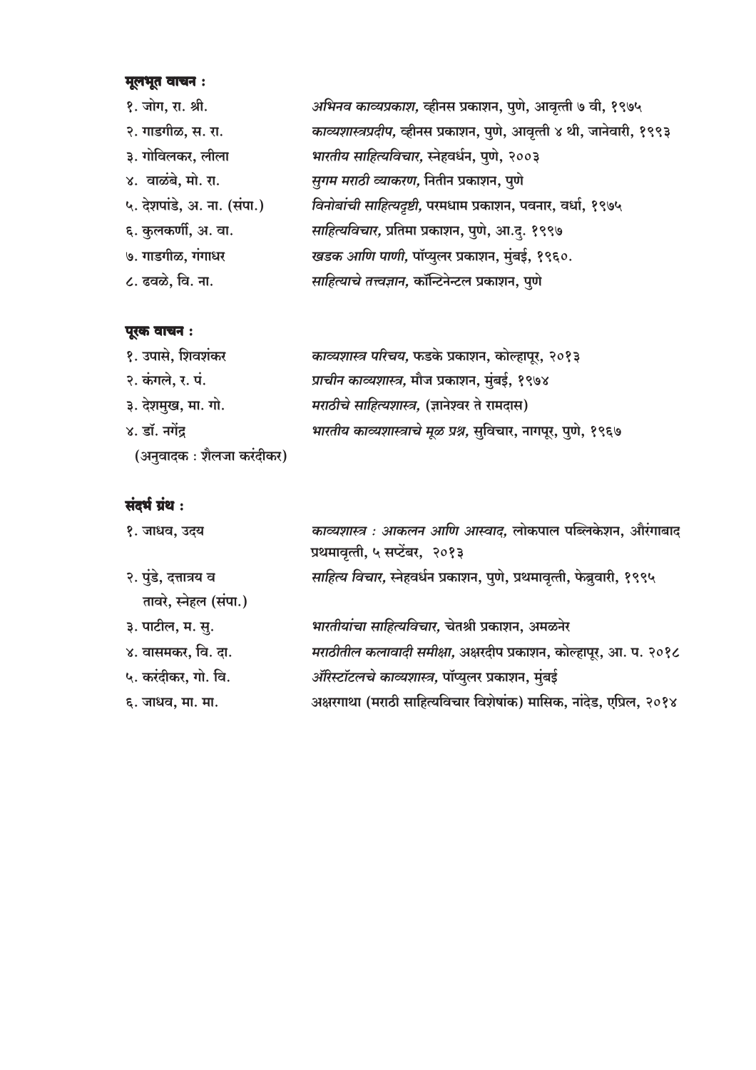**मूलभूत वाचन :**

| | |
|---|---|
| १. जोग, रा. श्री. | *अभिनव काव्यप्रकाश,* व्हीनस प्रकाशन, पुणे, आवृत्ती ७ वी, १९७५ |
| २. गाडगीळ, स. रा. | *काव्यशास्त्रप्रदीप,* व्हीनस प्रकाशन, पुणे, आवृत्ती ४ थी, जानेवारी, १९९३ |
| ३. गोविलकर, लीला | *भारतीय साहित्यविचार,* स्नेहवर्धन, पुणे, २००३ |
| ४. वाळंबे, मो. रा. | *सुगम मराठी व्याकरण,* नितीन प्रकाशन, पुणे |
| ५. देशपांडे, अ. ना. (संपा.) | *विनोबांची साहित्यदृष्टी,* परमधाम प्रकाशन, पवनार, वर्धा, १९७५ |
| ६. कुलकर्णी, अ. वा. | *साहित्यविचार,* प्रतिमा प्रकाशन, पुणे, आ.दु. १९९७ |
| ७. गाडगीळ, गंगाधर | *खडक आणि पाणी,* पॉप्युलर प्रकाशन, मुंबई, १९६०. |
| ८. ढवळे, वि. ना. | *साहित्याचे तत्त्वज्ञान,* कॉन्टिनेन्टल प्रकाशन, पुणे |

**पूरक वाचन :**

| | |
|---|---|
| १. उपासे, शिवशंकर | *काव्यशास्त्र परिचय,* फडके प्रकाशन, कोल्हापूर, २०१३ |
| २. कंगले, र. पं. | *प्राचीन काव्यशास्त्र,* मौज प्रकाशन, मुंबई, १९७४ |
| ३. देशमुख, मा. गो. | *मराठीचे साहित्यशास्त्र,* (ज्ञानेश्वर ते रामदास) |
| ४. डॉ. नगेंद्र (अनुवादक : शैलजा करंदीकर) | *भारतीय काव्यशास्त्राचे मूळ प्रश्न,* सुविचार, नागपूर, पुणे, १९६७ |

**संदर्भ ग्रंथ :**

| | |
|---|---|
| १. जाधव, उदय | *काव्यशास्त्र : आकलन आणि आस्वाद,* लोकपाल पब्लिकेशन, औरंगाबाद प्रथमावृत्ती, ५ सप्टेंबर, २०१३ |
| २. पुंडे, दत्तात्रय व तावरे, स्नेहल (संपा.) | *साहित्य विचार,* स्नेहवर्धन प्रकाशन, पुणे, प्रथमावृत्ती, फेब्रुवारी, १९९५ |
| ३. पाटील, म. सु. | *भारतीयांचा साहित्यविचार,* चेतश्री प्रकाशन, अमळनेर |
| ४. वासमकर, वि. दा. | *मराठीतील कलावादी समीक्षा,* अक्षरदीप प्रकाशन, कोल्हापूर, आ. प. २०१८ |
| ५. करंदीकर, गो. वि. | *ॲरिस्टॉटलचे काव्यशास्त्र,* पॉप्युलर प्रकाशन, मुंबई |
| ६. जाधव, मा. मा. | अक्षरगाथा (मराठी साहित्यविचार विशेषांक) मासिक, नांदेड, एप्रिल, २०१४ |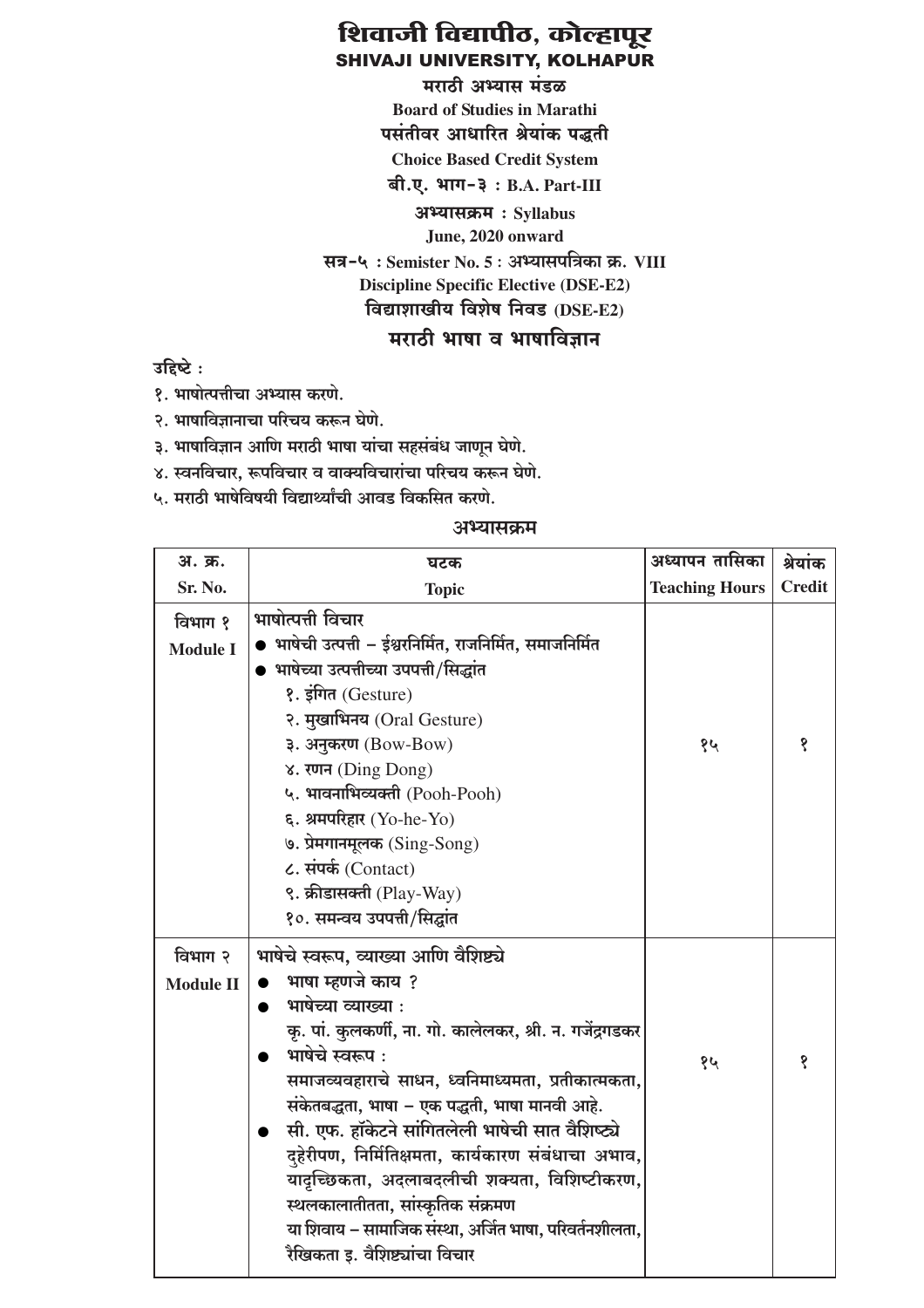# शिवाजी विद्यापीठ, कोल्हापूर
## SHIVAJI UNIVERSITY, KOLHAPUR

**मराठी अभ्यास मंडळ**
**Board of Studies in Marathi**
**पसंतीवर आधारित श्रेयांक पद्धती**
**Choice Based Credit System**
**बी.ए. भाग-३ : B.A. Part-III**
**अभ्यासक्रम : Syllabus**
**June, 2020 onward**
**सत्र-५ : Semister No. 5 : अभ्यासपत्रिका क्र. VIII**
**Discipline Specific Elective (DSE-E2)**
**विद्याशाखीय विशेष निवड (DSE-E2)**

## मराठी भाषा व भाषाविज्ञान

**उद्दिष्टे :**

१. भाषोत्पत्तीचा अभ्यास करणे.
२. भाषाविज्ञानाचा परिचय करून घेणे.
३. भाषाविज्ञान आणि मराठी भाषा यांचा सहसंबंध जाणून घेणे.
४. स्वनविचार, रूपविचार व वाक्यविचारांचा परिचय करून घेणे.
५. मराठी भाषेविषयी विद्यार्थ्यांची आवड विकसित करणे.

### अभ्यासक्रम

| अ. क्र. Sr. No. | घटक Topic | अध्यापन तासिका Teaching Hours | श्रेयांक Credit |
|---|---|---|---|
| विभाग १ Module I | **भाषोत्पत्ती विचार**<br>● भाषेची उत्पत्ती – ईश्वरनिर्मित, राजनिर्मित, समाजनिर्मित<br>● भाषेच्या उत्पत्तीच्या उपपत्ती/सिद्धांत<br>१. इंगित (Gesture)<br>२. मुखाभिनय (Oral Gesture)<br>३. अनुकरण (Bow-Bow)<br>४. रणन (Ding Dong)<br>५. भावनाभिव्यक्ती (Pooh-Pooh)<br>६. श्रमपरिहार (Yo-he-Yo)<br>७. प्रेमगानमूलक (Sing-Song)<br>८. संपर्क (Contact)<br>९. क्रीडासक्ती (Play-Way)<br>१०. समन्वय उपपत्ती/सिद्धांत | १५ | १ |
| विभाग २ Module II | **भाषेचे स्वरूप, व्याख्या आणि वैशिष्ट्ये**<br>● भाषा म्हणजे काय ?<br>● भाषेच्या व्याख्या :<br>कृ. पां. कुलकर्णी, ना. गो. कालेलकर, श्री. न. गजेंद्रगडकर<br>● भाषेचे स्वरूप :<br>समाजव्यवहाराचे साधन, ध्वनिमाध्यमता, प्रतीकात्मकता, संकेतबद्धता, भाषा – एक पद्धती, भाषा मानवी आहे.<br>● सी. एफ. हॉकेटने सांगितलेली भाषेची सात वैशिष्ट्ये<br>दुहेरीपण, निर्मितिक्षमता, कार्यकारण संबंधाचा अभाव, यादृच्छिकता, अदलाबदलीची शक्यता, विशिष्टीकरण, स्थलकालातीतता, सांस्कृतिक संक्रमण<br>या शिवाय – सामाजिक संस्था, अर्जित भाषा, परिवर्तनशीलता, रैखिकता इ. वैशिष्ट्यांचा विचार | १५ | १ |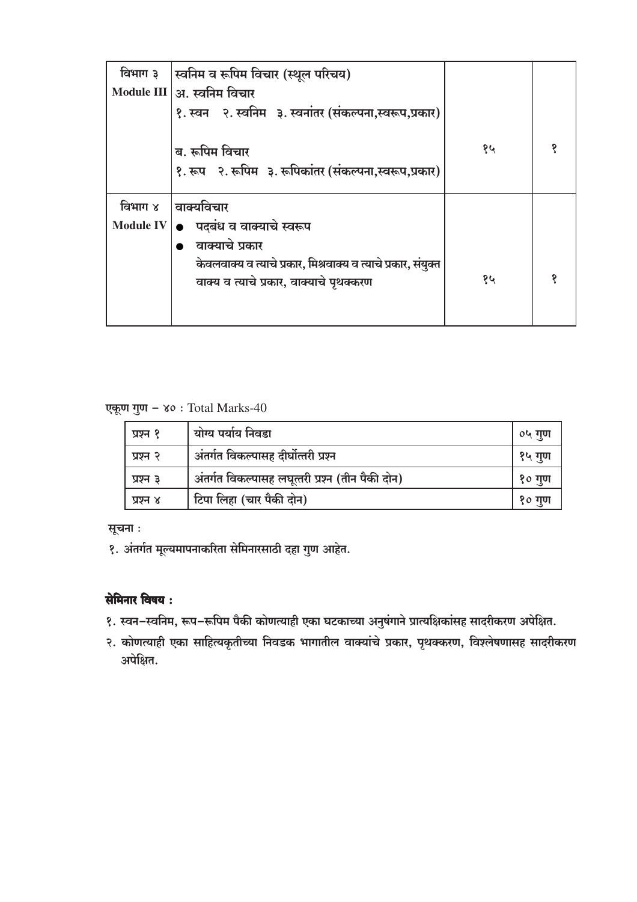| विभाग ३ Module III | स्वनिम व रूपिम विचार (स्थूल परिचय)<br>अ. स्वनिम विचार<br>१. स्वन २. स्वनिम ३. स्वनांतर (संकल्पना,स्वरूप,प्रकार)<br><br>ब. रूपिम विचार<br>१. रूप २. रूपिम ३. रूपिकांतर (संकल्पना,स्वरूप,प्रकार) | १५ | १ |
|---|---|---|---|
| विभाग ४ Module IV | वाक्यविचार<br>● पदबंध व वाक्याचे स्वरूप<br>● वाक्याचे प्रकार<br>केवलवाक्य व त्याचे प्रकार, मिश्रवाक्य व त्याचे प्रकार, संयुक्त वाक्य व त्याचे प्रकार, वाक्याचे पृथक्करण | १५ | १ |

एकूण गुण – ४० : Total Marks-40

| प्रश्न १ | योग्य पर्याय निवडा | ०५ गुण |
|---|---|---|
| प्रश्न २ | अंतर्गत विकल्पासह दीर्घोत्तरी प्रश्न | १५ गुण |
| प्रश्न ३ | अंतर्गत विकल्पासह लघूत्तरी प्रश्न (तीन पैकी दोन) | १० गुण |
| प्रश्न ४ | टिपा लिहा (चार पैकी दोन) | १० गुण |

सूचना :

१. अंतर्गत मूल्यमापनाकरिता सेमिनारसाठी दहा गुण आहेत.

**सेमिनार विषय :**

१. स्वन–स्वनिम, रूप–रूपिम पैकी कोणत्याही एका घटकाच्या अनुषंगाने प्रात्यक्षिकांसह सादरीकरण अपेक्षित.

२. कोणत्याही एका साहित्यकृतीच्या निवडक भागातील वाक्यांचे प्रकार, पृथक्करण, विश्लेषणासह सादरीकरण अपेक्षित.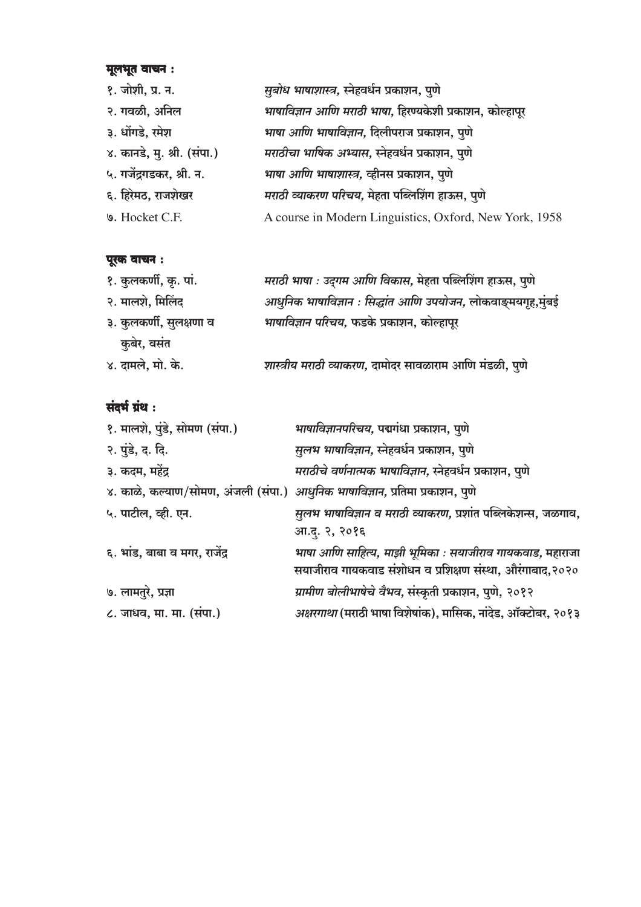**मूलभूत वाचन :**

| | |
|---|---|
| १. जोशी, प्र. न. | *सुबोध भाषाशास्त्र,* स्नेहवर्धन प्रकाशन, पुणे |
| २. गवळी, अनिल | *भाषाविज्ञान आणि मराठी भाषा,* हिरण्यकेशी प्रकाशन, कोल्हापूर |
| ३. धोंगडे, रमेश | *भाषा आणि भाषाविज्ञान,* दिलीपराज प्रकाशन, पुणे |
| ४. कानडे, मु. श्री. (संपा.) | *मराठीचा भाषिक अभ्यास,* स्नेहवर्धन प्रकाशन, पुणे |
| ५. गजेंद्रगडकर, श्री. न. | *भाषा आणि भाषाशास्त्र,* व्हीनस प्रकाशन, पुणे |
| ६. हिरेमठ, राजशेखर | *मराठी व्याकरण परिचय,* मेहता पब्लिशिंग हाऊस, पुणे |
| ७. Hocket C.F. | A course in Modern Linguistics, Oxford, New York, 1958 |

**पूरक वाचन :**

| | |
|---|---|
| १. कुलकर्णी, कृ. पां. | *मराठी भाषा : उद्गम आणि विकास,* मेहता पब्लिशिंग हाऊस, पुणे |
| २. मालशे, मिलिंद | *आधुनिक भाषाविज्ञान : सिद्धांत आणि उपयोजन,* लोकवाङ्मयगृह,मुंबई |
| ३. कुलकर्णी, सुलक्षणा व कुबेर, वसंत | *भाषाविज्ञान परिचय,* फडके प्रकाशन, कोल्हापूर |
| ४. दामले, मो. के. | *शास्त्रीय मराठी व्याकरण,* दामोदर सावळाराम आणि मंडळी, पुणे |

**संदर्भ ग्रंथ :**

| | |
|---|---|
| १. मालशे, पुंडे, सोमण (संपा.) | *भाषाविज्ञानपरिचय,* पद्मगंधा प्रकाशन, पुणे |
| २. पुंडे, द. दि. | *सुलभ भाषाविज्ञान,* स्नेहवर्धन प्रकाशन, पुणे |
| ३. कदम, महेंद्र | *मराठीचे वर्णनात्मक भाषाविज्ञान,* स्नेहवर्धन प्रकाशन, पुणे |
| ४. काळे, कल्याण/सोमण, अंजली (संपा.) | *आधुनिक भाषाविज्ञान,* प्रतिमा प्रकाशन, पुणे |
| ५. पाटील, व्ही. एन. | *सुलभ भाषाविज्ञान व मराठी व्याकरण,* प्रशांत पब्लिकेशन्स, जळगाव, आ.दु. २, २०१६ |
| ६. भांड, बाबा व मगर, राजेंद्र | *भाषा आणि साहित्य, माझी भूमिका : सयाजीराव गायकवाड,* महाराजा सयाजीराव गायकवाड संशोधन व प्रशिक्षण संस्था, औरंगाबाद,२०२० |
| ७. लामतुरे, प्रज्ञा | *ग्रामीण बोलीभाषेचे वैभव,* संस्कृती प्रकाशन, पुणे, २०१२ |
| ८. जाधव, मा. मा. (संपा.) | *अक्षरगाथा* (मराठी भाषा विशेषांक), मासिक, नांदेड, ऑक्टोबर, २०१३ |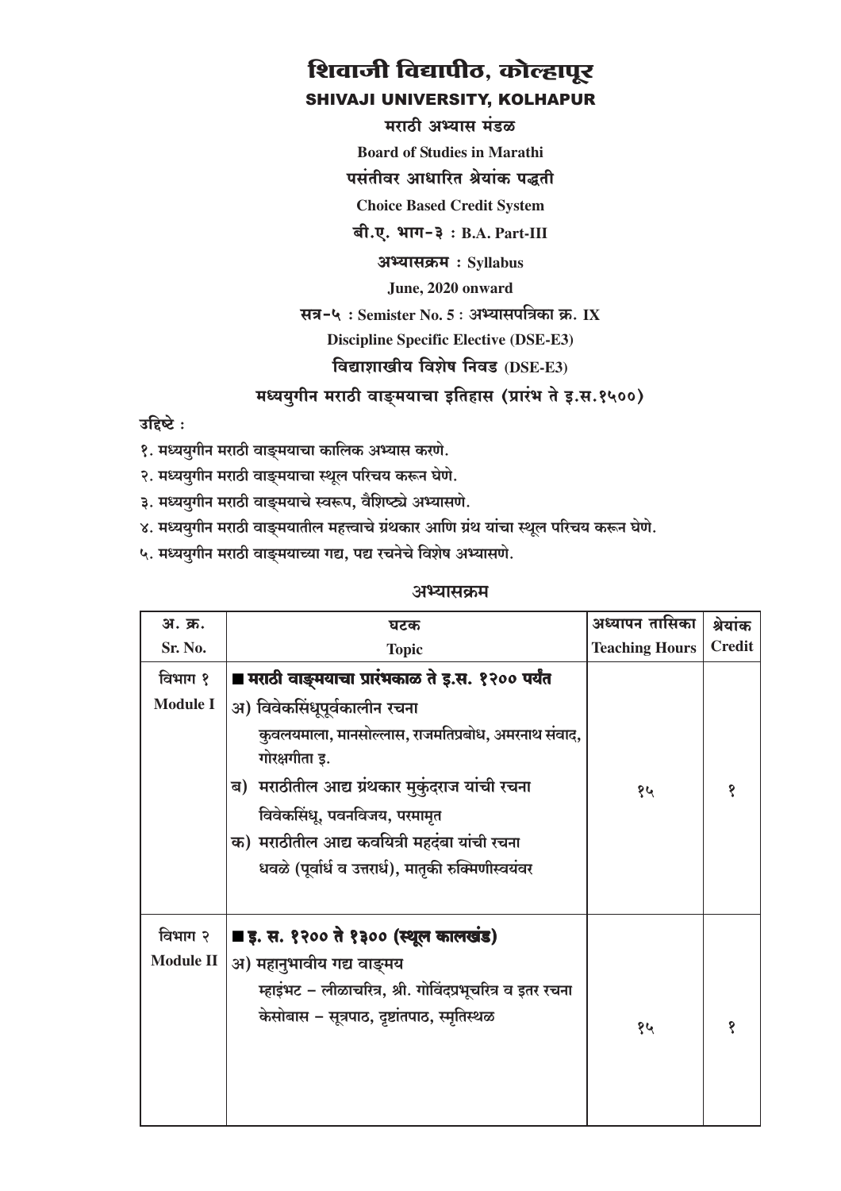# शिवाजी विद्यापीठ, कोल्हापूर

## SHIVAJI UNIVERSITY, KOLHAPUR

**मराठी अभ्यास मंडळ**

**Board of Studies in Marathi**

**पसंतीवर आधारित श्रेयांक पद्धती**

**Choice Based Credit System**

**बी.ए. भाग-३ : B.A. Part-III**

**अभ्यासक्रम : Syllabus**

**June, 2020 onward**

**सत्र-५ : Semister No. 5 : अभ्यासपत्रिका क्र. IX**

**Discipline Specific Elective (DSE-E3)**

**विद्याशाखीय विशेष निवड (DSE-E3)**

**मध्ययुगीन मराठी वाङ्मयाचा इतिहास (प्रारंभ ते इ.स.१५००)**

**उद्दिष्टे :**

१. मध्ययुगीन मराठी वाङ्मयाचा कालिक अभ्यास करणे.

२. मध्ययुगीन मराठी वाङ्मयाचा स्थूल परिचय करून घेणे.

३. मध्ययुगीन मराठी वाङ्मयाचे स्वरूप, वैशिष्ट्ये अभ्यासणे.

४. मध्ययुगीन मराठी वाङ्मयातील महत्त्वाचे ग्रंथकार आणि ग्रंथ यांचा स्थूल परिचय करून घेणे.

५. मध्ययुगीन मराठी वाङ्मयाच्या गद्य, पद्य रचनेचे विशेष अभ्यासणे.

**अभ्यासक्रम**

| अ. क्र.<br>Sr. No. | घटक<br>Topic | अध्यापन तासिका<br>Teaching Hours | श्रेयांक<br>Credit |
|---|---|---|---|
| विभाग १<br>Module I | ■ **मराठी वाङ्मयाचा प्रारंभकाळ ते इ.स. १२०० पर्यंत**<br>अ) विवेकसिंधूपूर्वकालीन रचना<br>कुवलयमाला, मानसोल्लास, राजमतिप्रबोध, अमरनाथ संवाद, गोरक्षगीता इ.<br>ब) मराठीतील आद्य ग्रंथकार मुकुंदराज यांची रचना<br>विवेकसिंधू, पवनविजय, परमामृत<br>क) मराठीतील आद्य कवयित्री महदंबा यांची रचना<br>धवळे (पूर्वार्ध व उत्तरार्ध), मातृकी रुक्मिणीस्वयंवर | १५ | १ |
| विभाग २<br>Module II | ■ **इ. स. १२०० ते १३०० (स्थूल कालखंड)**<br>अ) महानुभावीय गद्य वाङ्मय<br>म्हाइंभट – लीळाचरित्र, श्री. गोविंदप्रभूचरित्र व इतर रचना<br>केसोबास – सूत्रपाठ, दृष्टांतपाठ, स्मृतिस्थळ | १५ | १ |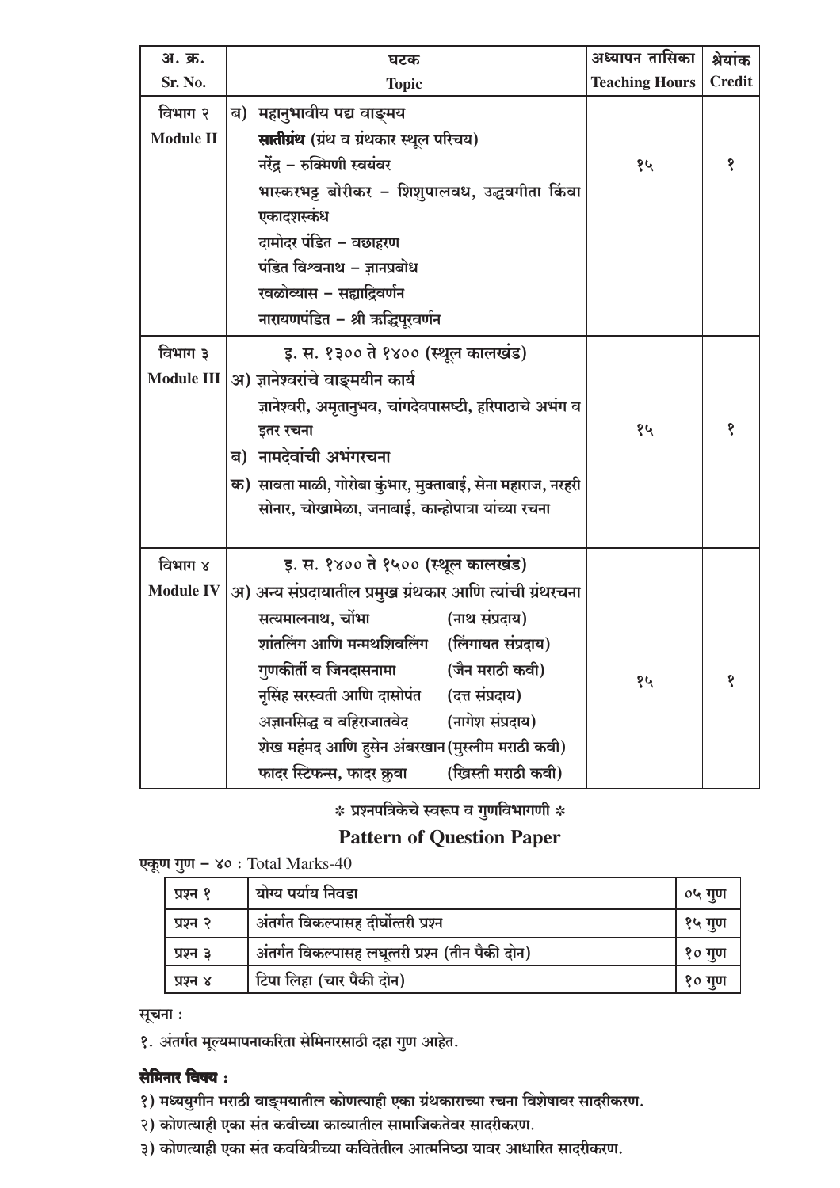| अ. क्र. Sr. No. | घटक Topic | अध्यापन तासिका Teaching Hours | श्रेयांक Credit |
|---|---|---|---|
| विभाग २ Module II | ब) महानुभावीय पद्य वाङ्मय<br>**सातीग्रंथ** (ग्रंथ व ग्रंथकार स्थूल परिचय)<br>नरेंद्र – रुक्मिणी स्वयंवर<br>भास्करभट्ट बोरीकर – शिशुपालवध, उद्धवगीता किंवा एकादशस्कंध<br>दामोदर पंडित – वछाहरण<br>पंडित विश्वनाथ – ज्ञानप्रबोध<br>रवळोव्यास – सह्याद्रिवर्णन<br>नारायणपंडित – श्री ऋद्धिपूरवर्णन | १५ | १ |
| विभाग ३ Module III | इ. स. १३०० ते १४०० (स्थूल कालखंड)<br>अ) ज्ञानेश्वरांचे वाङ्मयीन कार्य<br>ज्ञानेश्वरी, अमृतानुभव, चांगदेवपासष्टी, हरिपाठाचे अभंग व इतर रचना<br>ब) नामदेवांची अभंगरचना<br>क) सावता माळी, गोरोबा कुंभार, मुक्ताबाई, सेना महाराज, नरहरी सोनार, चोखामेळा, जनाबाई, कान्होपात्रा यांच्या रचना | १५ | १ |
| विभाग ४ Module IV | इ. स. १४०० ते १५०० (स्थूल कालखंड)<br>अ) अन्य संप्रदायातील प्रमुख ग्रंथकार आणि त्यांची ग्रंथरचना<br>सत्यमालनाथ, चोंभा (नाथ संप्रदाय)<br>शांतलिंग आणि मन्मथशिवलिंग (लिंगायत संप्रदाय)<br>गुणकीर्ती व जिनदासनामा (जैन मराठी कवी)<br>नृसिंह सरस्वती आणि दासोपंत (दत्त संप्रदाय)<br>अज्ञानसिद्ध व बहिराजातवेद (नागेश संप्रदाय)<br>शेख महंमद आणि हुसेन अंबरखान (मुस्लीम मराठी कवी)<br>फादर स्टिफन्स, फादर क्रुवा (ख्रिस्ती मराठी कवी) | १५ | १ |

## ∗ प्रश्नपत्रिकेचे स्वरूप व गुणविभागणी ∗

## Pattern of Question Paper

एकूण गुण – ४० : Total Marks-40

| प्रश्न १ | योग्य पर्याय निवडा | ०५ गुण |
|---|---|---|
| प्रश्न २ | अंतर्गत विकल्पासह दीर्घोत्तरी प्रश्न | १५ गुण |
| प्रश्न ३ | अंतर्गत विकल्पासह लघूत्तरी प्रश्न (तीन पैकी दोन) | १० गुण |
| प्रश्न ४ | टिपा लिहा (चार पैकी दोन) | १० गुण |

सूचना :

१. अंतर्गत मूल्यमापनाकरिता सेमिनारसाठी दहा गुण आहेत.

**सेमिनार विषय :**

१) मध्ययुगीन मराठी वाङ्मयातील कोणत्याही एका ग्रंथकाराच्या रचना विशेषावर सादरीकरण.

२) कोणत्याही एका संत कवीच्या काव्यातील सामाजिकतेवर सादरीकरण.

३) कोणत्याही एका संत कवयित्रीच्या कवितेतील आत्मनिष्ठा यावर आधारित सादरीकरण.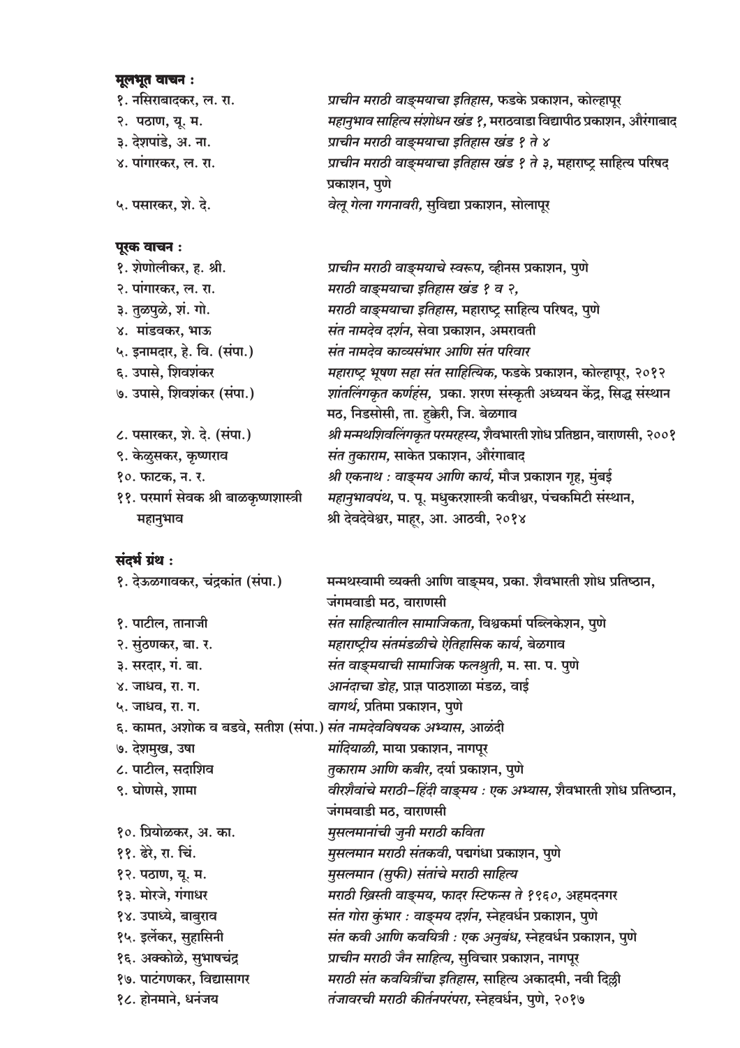**मूलभूत वाचन :**

१. नसिराबादकर, ल. रा. — *प्राचीन मराठी वाङ्मयाचा इतिहास,* फडके प्रकाशन, कोल्हापूर

२. पठाण, यू. म. — *महानुभाव साहित्य संशोधन खंड १,* मराठवाडा विद्यापीठ प्रकाशन, औरंगाबाद

३. देशपांडे, अ. ना. — *प्राचीन मराठी वाङ्मयाचा इतिहास खंड १ ते ४*

४. पांगारकर, ल. रा. — *प्राचीन मराठी वाङ्मयाचा इतिहास खंड १ ते ३,* महाराष्ट्र साहित्य परिषद प्रकाशन, पुणे

५. पसारकर, शे. दे. — *वेलू गेला गगनावरी,* सुविद्या प्रकाशन, सोलापूर

**पूरक वाचन :**

१. शेणोलीकर, ह. श्री. — *प्राचीन मराठी वाङ्मयाचे स्वरूप,* व्हीनस प्रकाशन, पुणे

२. पांगारकर, ल. रा. — *मराठी वाङ्मयाचा इतिहास खंड १ व २,*

३. तुळपुळे, शं. गो. — *मराठी वाङ्मयाचा इतिहास,* महाराष्ट्र साहित्य परिषद, पुणे

४. मांडवकर, भाऊ — *संत नामदेव दर्शन,* सेवा प्रकाशन, अमरावती

५. इनामदार, हे. वि. (संपा.) — *संत नामदेव काव्यसंभार आणि संत परिवार*

६. उपासे, शिवशंकर — *महाराष्ट्र भूषण सहा संत साहित्यिक,* फडके प्रकाशन, कोल्हापूर, २०१२

७. उपासे, शिवशंकर (संपा.) — *शांतलिंगकृत कर्णहंस,* प्रका. शरण संस्कृती अध्ययन केंद्र, सिद्ध संस्थान मठ, निडसोसी, ता. हुक्केरी, जि. बेळगाव

८. पसारकर, शे. दे. (संपा.) — *श्री मन्मथशिवलिंगकृत परमरहस्य,* शैवभारती शोध प्रतिष्ठान, वाराणसी, २००१

९. केळुसकर, कृष्णराव — *संत तुकाराम,* साकेत प्रकाशन, औरंगाबाद

१०. फाटक, न. र. — *श्री एकनाथ : वाङ्मय आणि कार्य,* मौज प्रकाशन गृह, मुंबई

११. परमार्ग सेवक श्री बाळकृष्णशास्त्री महानुभाव — *महानुभावपंथ,* प. पू. मधुकरशास्त्री कवीश्वर, पंचकमिटी संस्थान, श्री देवदेवेश्वर, माहूर, आ. आठवी, २०१४

**संदर्भ ग्रंथ :**

१. देऊळगावकर, चंद्रकांत (संपा.) — मन्मथस्वामी व्यक्ती आणि वाङ्मय, प्रका. शैवभारती शोध प्रतिष्ठान, जंगमवाडी मठ, वाराणसी

१. पाटील, तानाजी — *संत साहित्यातील सामाजिकता,* विश्वकर्मा पब्लिकेशन, पुणे

२. सुंठणकर, बा. र. — *महाराष्ट्रीय संतमंडळीचे ऐतिहासिक कार्य,* बेळगाव

३. सरदार, गं. बा. — *संत वाङ्मयाची सामाजिक फलश्रुती,* म. सा. प. पुणे

४. जाधव, रा. ग. — *आनंदाचा डोह,* प्राज्ञ पाठशाळा मंडळ, वाई

५. जाधव, रा. ग. — *वागर्थ,* प्रतिमा प्रकाशन, पुणे

६. कामत, अशोक व बडवे, सतीश (संपा.) — *संत नामदेवविषयक अभ्यास,* आळंदी

७. देशमुख, उषा — *मांदियाळी,* माया प्रकाशन, नागपूर

८. पाटील, सदाशिव — *तुकाराम आणि कबीर,* दर्या प्रकाशन, पुणे

९. घोणसे, शामा — *वीरशैवांचे मराठी-हिंदी वाङ्मय : एक अभ्यास,* शैवभारती शोध प्रतिष्ठान, जंगमवाडी मठ, वाराणसी

१०. प्रियोळकर, अ. का. — *मुसलमानांची जुनी मराठी कविता*

११. ढेरे, रा. चिं. — *मुसलमान मराठी संतकवी,* पद्मगंधा प्रकाशन, पुणे

१२. पठाण, यू. म. — *मुसलमान (सुफी) संतांचे मराठी साहित्य*

१३. मोरजे, गंगाधर — *मराठी ख्रिस्ती वाङ्मय, फादर स्टिफन्स ते १९६०,* अहमदनगर

१४. उपाध्ये, बाबुराव — *संत गोरा कुंभार : वाङ्मय दर्शन,* स्नेहवर्धन प्रकाशन, पुणे

१५. इर्लेकर, सुहासिनी — *संत कवी आणि कवयित्री : एक अनुबंध,* स्नेहवर्धन प्रकाशन, पुणे

१६. अक्कोळे, सुभाषचंद्र — *प्राचीन मराठी जैन साहित्य,* सुविचार प्रकाशन, नागपूर

१७. पाटंगणकर, विद्यासागर — *मराठी संत कवयित्रींचा इतिहास,* साहित्य अकादमी, नवी दिल्ली

१८. होनमाने, धनंजय — *तंजावरची मराठी कीर्तनपरंपरा,* स्नेहवर्धन, पुणे, २०१७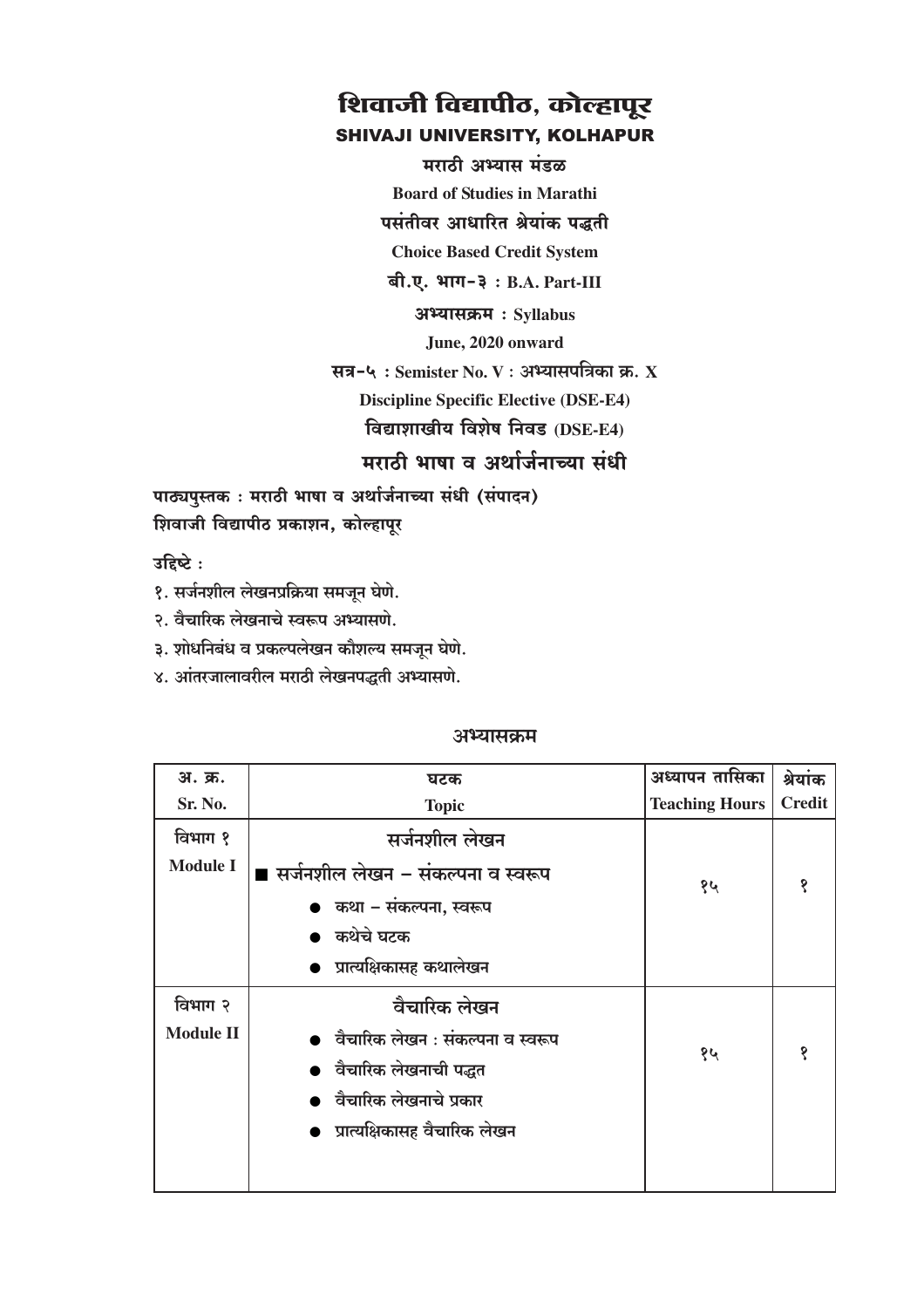# शिवाजी विद्यापीठ, कोल्हापूर

## SHIVAJI UNIVERSITY, KOLHAPUR

**मराठी अभ्यास मंडळ**

**Board of Studies in Marathi**

**पसंतीवर आधारित श्रेयांक पद्धती**

**Choice Based Credit System**

**बी.ए. भाग-३ : B.A. Part-III**

**अभ्यासक्रम : Syllabus**

**June, 2020 onward**

**सत्र-५ : Semister No. V : अभ्यासपत्रिका क्र. X**

**Discipline Specific Elective (DSE-E4)**

**विद्याशाखीय विशेष निवड (DSE-E4)**

## मराठी भाषा व अर्थार्जनाच्या संधी

**पाठ्यपुस्तक : मराठी भाषा व अर्थार्जनाच्या संधी (संपादन)**
**शिवाजी विद्यापीठ प्रकाशन, कोल्हापूर**

**उद्दिष्टे :**

१. सर्जनशील लेखनप्रक्रिया समजून घेणे.
२. वैचारिक लेखनाचे स्वरूप अभ्यासणे.
३. शोधनिबंध व प्रकल्पलेखन कौशल्य समजून घेणे.
४. आंतरजालावरील मराठी लेखनपद्धती अभ्यासणे.

### अभ्यासक्रम

| अ. क्र. Sr. No. | घटक Topic | अध्यापन तासिका Teaching Hours | श्रेयांक Credit |
|---|---|---|---|
| विभाग १ Module I | **सर्जनशील लेखन**<br>■ सर्जनशील लेखन – संकल्पना व स्वरूप<br>● कथा – संकल्पना, स्वरूप<br>● कथेचे घटक<br>● प्रात्यक्षिकासह कथालेखन | १५ | १ |
| विभाग २ Module II | **वैचारिक लेखन**<br>● वैचारिक लेखन : संकल्पना व स्वरूप<br>● वैचारिक लेखनाची पद्धत<br>● वैचारिक लेखनाचे प्रकार<br>● प्रात्यक्षिकासह वैचारिक लेखन | १५ | १ |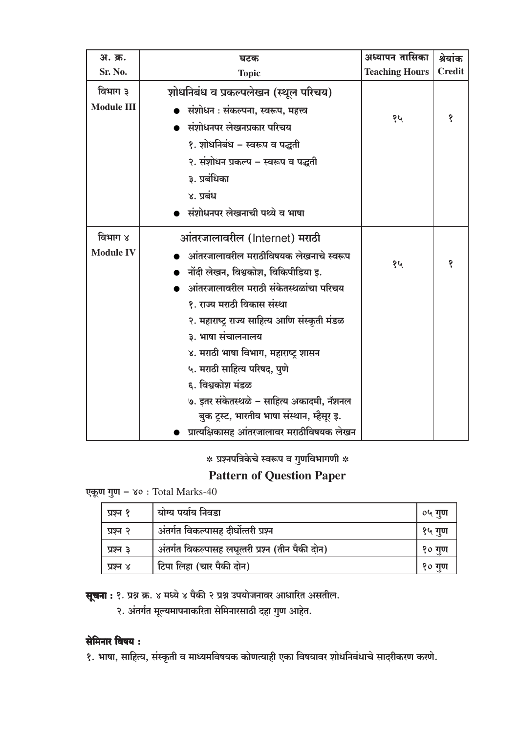| अ. क्र. Sr. No. | घटक Topic | अध्यापन तासिका Teaching Hours | श्रेयांक Credit |
|---|---|---|---|
| विभाग ३ **Module III** | **शोधनिबंध व प्रकल्पलेखन (स्थूल परिचय)**<br>● संशोधन : संकल्पना, स्वरूप, महत्त्व<br>● संशोधनपर लेखनप्रकार परिचय<br>१. शोधनिबंध – स्वरूप व पद्धती<br>२. संशोधन प्रकल्प – स्वरूप व पद्धती<br>३. प्रबंधिका<br>४. प्रबंध<br>● संशोधनपर लेखनाची पथ्ये व भाषा | १५ | १ |
| विभाग ४ **Module IV** | **आंतरजालावरील (Internet) मराठी**<br>● आंतरजालावरील मराठीविषयक लेखनाचे स्वरूप<br>● नोंदी लेखन, विश्वकोश, विकिपीडिया इ.<br>● आंतरजालावरील मराठी संकेतस्थळांचा परिचय<br>१. राज्य मराठी विकास संस्था<br>२. महाराष्ट्र राज्य साहित्य आणि संस्कृती मंडळ<br>३. भाषा संचालनालय<br>४. मराठी भाषा विभाग, महाराष्ट्र शासन<br>५. मराठी साहित्य परिषद, पुणे<br>६. विश्वकोश मंडळ<br>७. इतर संकेतस्थळे – साहित्य अकादमी, नॅशनल बुक ट्रस्ट, भारतीय भाषा संस्थान, म्हैसूर इ.<br>● प्रात्यक्षिकासह आंतरजालावर मराठीविषयक लेखन | १५ | १ |

**※ प्रश्नपत्रिकेचे स्वरूप व गुणविभागणी ※**

## Pattern of Question Paper

**एकूण गुण – ४०** : Total Marks-40

| प्रश्न | स्वरूप | गुण |
|---|---|---|
| प्रश्न १ | योग्य पर्याय निवडा | ०५ गुण |
| प्रश्न २ | अंतर्गत विकल्पासह दीर्घोत्तरी प्रश्न | १५ गुण |
| प्रश्न ३ | अंतर्गत विकल्पासह लघूत्तरी प्रश्न (तीन पैकी दोन) | १० गुण |
| प्रश्न ४ | टिपा लिहा (चार पैकी दोन) | १० गुण |

**सूचना :** १. प्रश्न क्र. ४ मध्ये ४ पैकी २ प्रश्न उपयोजनावर आधारित असतील.

२. अंतर्गत मूल्यमापनाकरिता सेमिनारसाठी दहा गुण आहेत.

**सेमिनार विषय :**

१. भाषा, साहित्य, संस्कृती व माध्यमविषयक कोणत्याही एका विषयावर शोधनिबंधाचे सादरीकरण करणे.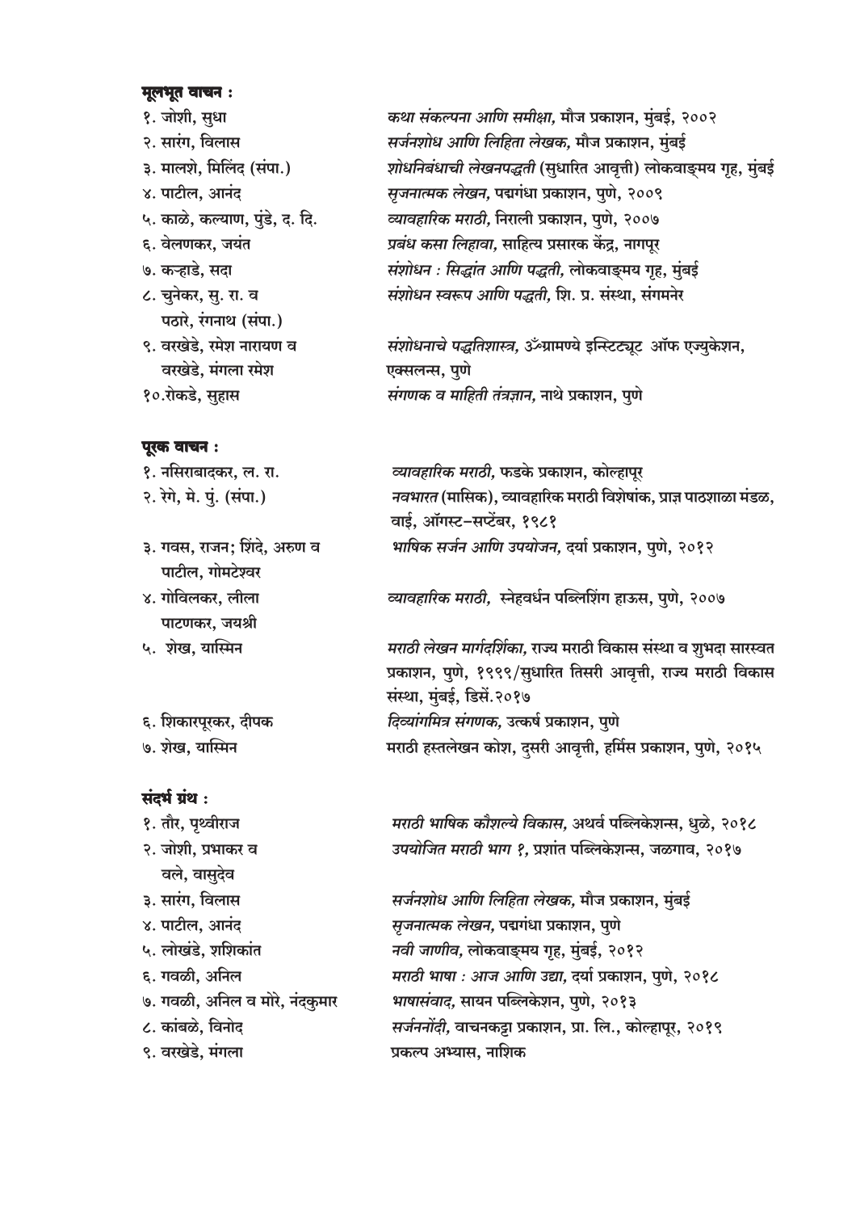**मूलभूत वाचन :**

१. जोशी, सुधा — *कथा संकल्पना आणि समीक्षा,* मौज प्रकाशन, मुंबई, २००२

२. सारंग, विलास — *सर्जनशोध आणि लिहिता लेखक,* मौज प्रकाशन, मुंबई

३. मालशे, मिलिंद (संपा.) — *शोधनिबंधाची लेखनपद्धती* (सुधारित आवृत्ती) लोकवाङ्मय गृह, मुंबई

४. पाटील, आनंद — *सृजनात्मक लेखन,* पद्मगंधा प्रकाशन, पुणे, २००९

५. काळे, कल्याण, पुंडे, द. दि. — *व्यावहारिक मराठी,* निराली प्रकाशन, पुणे, २००७

६. वेलणकर, जयंत — *प्रबंध कसा लिहावा,* साहित्य प्रसारक केंद्र, नागपूर

७. कऱ्हाडे, सदा — *संशोधन : सिद्धांत आणि पद्धती,* लोकवाङ्मय गृह, मुंबई

८. चुनेकर, सु. रा. व पठारे, रंगनाथ (संपा.) — *संशोधन स्वरूप आणि पद्धती,* शि. प्र. संस्था, संगमनेर

९. वरखेडे, रमेश नारायण व वरखेडे, मंगला रमेश — *संशोधनाचे पद्धतिशास्त्र,* उॅग्रामण्ये इन्स्टिट्यूट ऑफ एज्युकेशन, एक्सलन्स, पुणे

१०. रोकडे, सुहास — *संगणक व माहिती तंत्रज्ञान,* नाथे प्रकाशन, पुणे

**पूरक वाचन :**

१. नसिराबादकर, ल. रा. — *व्यावहारिक मराठी,* फडके प्रकाशन, कोल्हापूर

२. रेगे, मे. पुं. (संपा.) — *नवभारत* (मासिक), व्यावहारिक मराठी विशेषांक, प्राज्ञ पाठशाळा मंडळ, वाई, ऑगस्ट–सप्टेंबर, १९८१

३. गवस, राजन; शिंदे, अरुण व पाटील, गोमटेश्वर — *भाषिक सर्जन आणि उपयोजन,* दर्या प्रकाशन, पुणे, २०१२

४. गोविलकर, लीला पाटणकर, जयश्री — *व्यावहारिक मराठी,* स्नेहवर्धन पब्लिशिंग हाऊस, पुणे, २००७

५. शेख, यास्मिन — *मराठी लेखन मार्गदर्शिका,* राज्य मराठी विकास संस्था व शुभदा सारस्वत प्रकाशन, पुणे, १९९९/सुधारित तिसरी आवृत्ती, राज्य मराठी विकास संस्था, मुंबई, डिसें.२०१७

६. शिकारपूरकर, दीपक — *दिव्यांगमित्र संगणक,* उत्कर्ष प्रकाशन, पुणे

७. शेख, यास्मिन — मराठी हस्तलेखन कोश, दुसरी आवृत्ती, हर्मिस प्रकाशन, पुणे, २०१५

**संदर्भ ग्रंथ :**

१. तौर, पृथ्वीराज — *मराठी भाषिक कौशल्ये विकास,* अथर्व पब्लिकेशन्स, धुळे, २०१८

२. जोशी, प्रभाकर व वले, वासुदेव — *उपयोजित मराठी भाग १,* प्रशांत पब्लिकेशन्स, जळगाव, २०१७

३. सारंग, विलास — *सर्जनशोध आणि लिहिता लेखक,* मौज प्रकाशन, मुंबई

४. पाटील, आनंद — *सृजनात्मक लेखन,* पद्मगंधा प्रकाशन, पुणे

५. लोखंडे, शशिकांत — *नवी जाणीव,* लोकवाङ्मय गृह, मुंबई, २०१२

६. गवळी, अनिल — *मराठी भाषा : आज आणि उद्या,* दर्या प्रकाशन, पुणे, २०१८

७. गवळी, अनिल व मोरे, नंदकुमार — *भाषासंवाद,* सायन पब्लिकेशन, पुणे, २०१३

८. कांबळे, विनोद — *सर्जननोंदी,* वाचनकट्टा प्रकाशन, प्रा. लि., कोल्हापूर, २०१९

९. वरखेडे, मंगला — प्रकल्प अभ्यास, नाशिक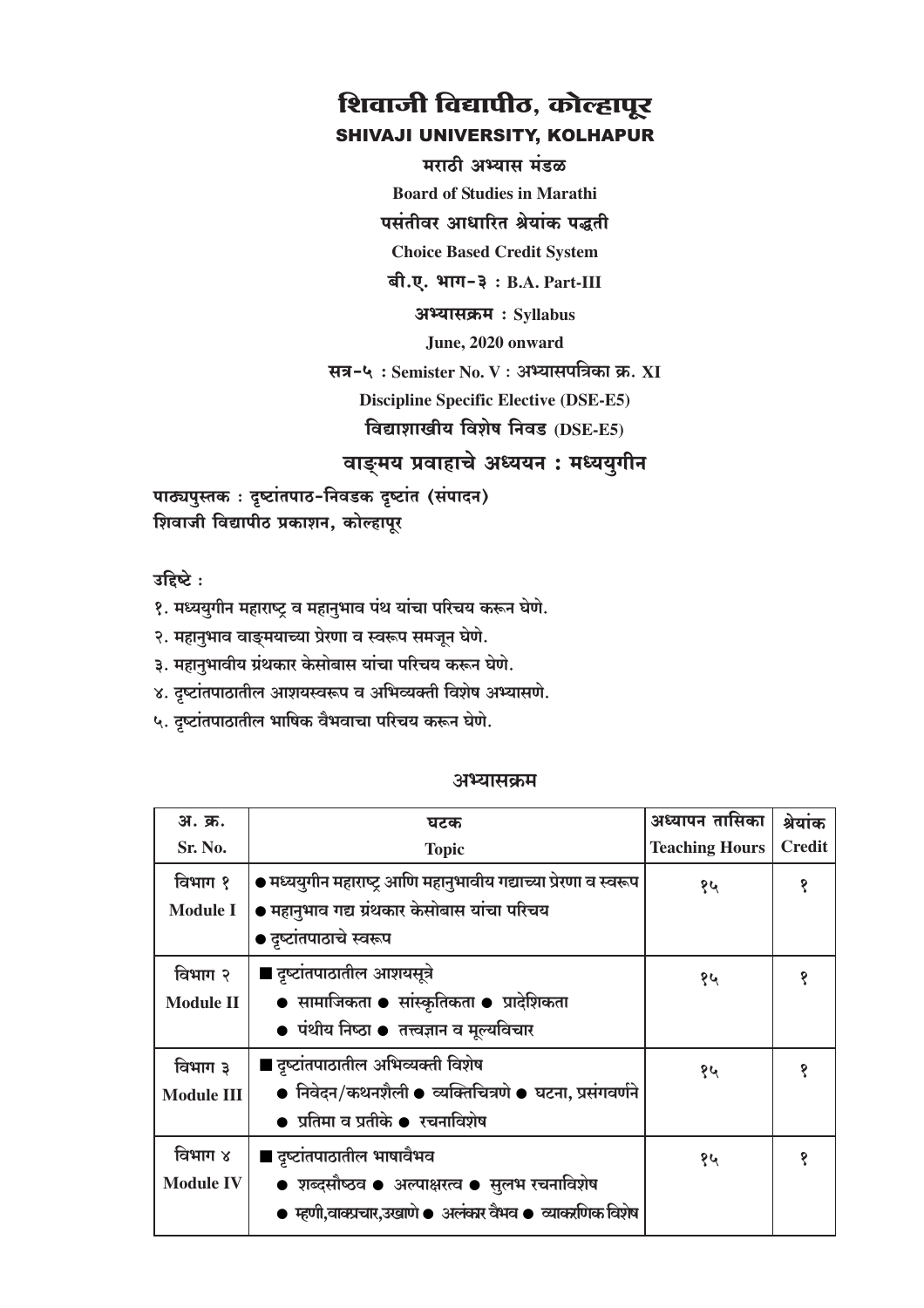# शिवाजी विद्यापीठ, कोल्हापूर

## SHIVAJI UNIVERSITY, KOLHAPUR

**मराठी अभ्यास मंडळ**

**Board of Studies in Marathi**

**पसंतीवर आधारित श्रेयांक पद्धती**

**Choice Based Credit System**

**बी.ए. भाग-३ : B.A. Part-III**

**अभ्यासक्रम : Syllabus**

**June, 2020 onward**

**सत्र-५ : Semister No. V : अभ्यासपत्रिका क्र. XI**

**Discipline Specific Elective (DSE-E5)**

**विद्याशाखीय विशेष निवड (DSE-E5)**

## वाङ्‌मय प्रवाहाचे अध्ययन : मध्ययुगीन

**पाठ्यपुस्तक : दृष्टांतपाठ-निवडक दृष्टांत (संपादन)**
**शिवाजी विद्यापीठ प्रकाशन, कोल्हापूर**

**उद्दिष्टे :**

१. मध्ययुगीन महाराष्ट्र व महानुभाव पंथ यांचा परिचय करून घेणे.
२. महानुभाव वाङ्‌मयाच्या प्रेरणा व स्वरूप समजून घेणे.
३. महानुभावीय ग्रंथकार केसोबास यांचा परिचय करून घेणे.
४. दृष्टांतपाठातील आशयस्वरूप व अभिव्यक्ती विशेष अभ्यासणे.
५. दृष्टांतपाठातील भाषिक वैभवाचा परिचय करून घेणे.

### अभ्यासक्रम

| अ. क्र. Sr. No. | घटक Topic | अध्यापन तासिका Teaching Hours | श्रेयांक Credit |
|---|---|---|---|
| विभाग १ Module I | ● मध्ययुगीन महाराष्ट्र आणि महानुभावीय गद्याच्या प्रेरणा व स्वरूप ● महानुभाव गद्य ग्रंथकार केसोबास यांचा परिचय ● दृष्टांतपाठाचे स्वरूप | १५ | १ |
| विभाग २ Module II | ■ दृष्टांतपाठातील आशयसूत्रे ● सामाजिकता ● सांस्कृतिकता ● प्रादेशिकता ● पंथीय निष्ठा ● तत्त्वज्ञान व मूल्यविचार | १५ | १ |
| विभाग ३ Module III | ■ दृष्टांतपाठातील अभिव्यक्ती विशेष ● निवेदन/कथनशैली ● व्यक्तिचित्रणे ● घटना, प्रसंगवर्णने ● प्रतिमा व प्रतीके ● रचनाविशेष | १५ | १ |
| विभाग ४ Module IV | ■ दृष्टांतपाठातील भाषावैभव ● शब्दसौष्ठव ● अल्पाक्षरत्व ● सुलभ रचनाविशेष ● म्हणी,वाक्प्रचार,उखाणे ● अलंकार वैभव ● व्याकरणिक विशेष | १५ | १ |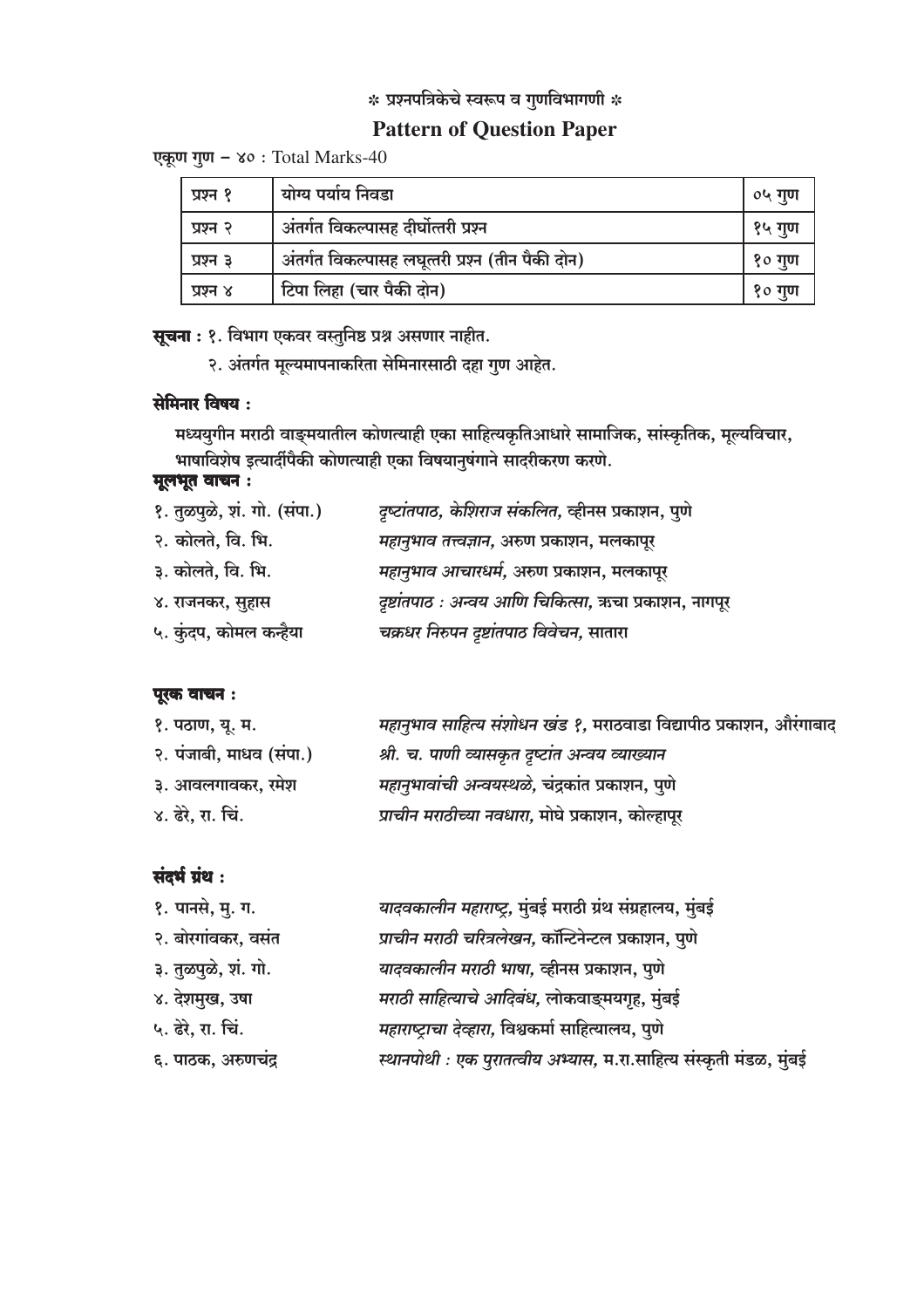## ✲ प्रश्नपत्रिकेचे स्वरूप व गुणविभागणी ✲

## Pattern of Question Paper

एकूण गुण – ४० : Total Marks-40

| प्रश्न १ | योग्य पर्याय निवडा | ०५ गुण |
|---|---|---|
| प्रश्न २ | अंतर्गत विकल्पासह दीर्घोत्तरी प्रश्न | १५ गुण |
| प्रश्न ३ | अंतर्गत विकल्पासह लघूत्तरी प्रश्न (तीन पैकी दोन) | १० गुण |
| प्रश्न ४ | टिपा लिहा (चार पैकी दोन) | १० गुण |

**सूचना :** १. विभाग एकवर वस्तुनिष्ठ प्रश्न असणार नाहीत.

२. अंतर्गत मूल्यमापनाकरिता सेमिनारसाठी दहा गुण आहेत.

**सेमिनार विषय :**

मध्ययुगीन मराठी वाङ्मयातील कोणत्याही एका साहित्यकृतिआधारे सामाजिक, सांस्कृतिक, मूल्यविचार, भाषाविशेष इत्यादींपैकी कोणत्याही एका विषयानुषंगाने सादरीकरण करणे.

**मूलभूत वाचन :**

१. तुळपुळे, शं. गो. (संपा.) — *दृष्टांतपाठ, केशिराज संकलित,* व्हीनस प्रकाशन, पुणे
२. कोलते, वि. भि. — *महानुभाव तत्त्वज्ञान,* अरुण प्रकाशन, मलकापूर
३. कोलते, वि. भि. — *महानुभाव आचारधर्म,* अरुण प्रकाशन, मलकापूर
४. राजनकर, सुहास — *दृष्टांतपाठ : अन्वय आणि चिकित्सा,* ऋचा प्रकाशन, नागपूर
५. कुंदप, कोमल कन्हैया — *चक्रधर निरुपन दृष्टांतपाठ विवेचन,* सातारा

**पूरक वाचन :**

१. पठाण, यू. म. — *महानुभाव साहित्य संशोधन खंड १,* मराठवाडा विद्यापीठ प्रकाशन, औरंगाबाद
२. पंजाबी, माधव (संपा.) — *श्री. च. पाणी व्यासकृत दृष्टांत अन्वय व्याख्यान*
३. आवलगावकर, रमेश — *महानुभावांची अन्वयस्थळे,* चंद्रकांत प्रकाशन, पुणे
४. ढेरे, रा. चिं. — *प्राचीन मराठीच्या नवधारा,* मोघे प्रकाशन, कोल्हापूर

**संदर्भ ग्रंथ :**

१. पानसे, मु. ग. — *यादवकालीन महाराष्ट्र,* मुंबई मराठी ग्रंथ संग्रहालय, मुंबई
२. बोरगांवकर, वसंत — *प्राचीन मराठी चरित्रलेखन,* कॉन्टिनेन्टल प्रकाशन, पुणे
३. तुळपुळे, शं. गो. — *यादवकालीन मराठी भाषा,* व्हीनस प्रकाशन, पुणे
४. देशमुख, उषा — *मराठी साहित्याचे आदिबंध,* लोकवाङ्मयगृह, मुंबई
५. ढेरे, रा. चिं. — *महाराष्ट्राचा देव्हारा,* विश्वकर्मा साहित्यालय, पुणे
६. पाठक, अरुणचंद्र — *स्थानपोथी : एक पुरातत्वीय अभ्यास,* म.रा.साहित्य संस्कृती मंडळ, मुंबई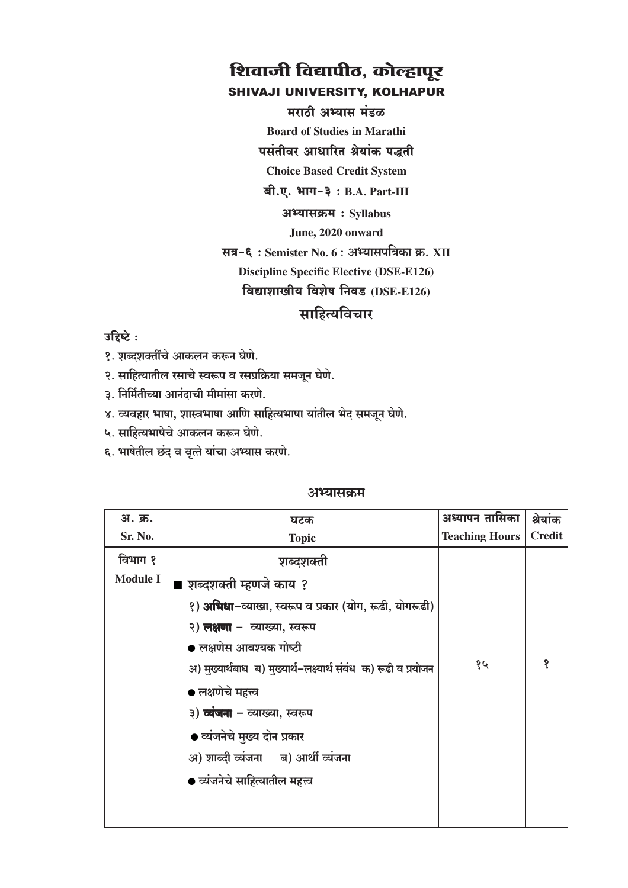# शिवाजी विद्यापीठ, कोल्हापूर

## SHIVAJI UNIVERSITY, KOLHAPUR

**मराठी अभ्यास मंडळ**

**Board of Studies in Marathi**

**पसंतीवर आधारित श्रेयांक पद्धती**

**Choice Based Credit System**

**बी.ए. भाग-३ : B.A. Part-III**

**अभ्यासक्रम : Syllabus**

**June, 2020 onward**

**सत्र-६ : Semister No. 6 : अभ्यासपत्रिका क्र. XII**

**Discipline Specific Elective (DSE-E126)**

**विद्याशाखीय विशेष निवड (DSE-E126)**

## साहित्यविचार

**उद्दिष्टे :**

१. शब्दशक्तींचे आकलन करून घेणे.

२. साहित्यातील रसाचे स्वरूप व रसप्रक्रिया समजून घेणे.

३. निर्मितीच्या आनंदाची मीमांसा करणे.

४. व्यवहार भाषा, शास्त्रभाषा आणि साहित्यभाषा यांतील भेद समजून घेणे.

५. साहित्यभाषेचे आकलन करून घेणे.

६. भाषेतील छंद व वृत्ते यांचा अभ्यास करणे.

### अभ्यासक्रम

| अ. क्र. Sr. No. | घटक Topic | अध्यापन तासिका Teaching Hours | श्रेयांक Credit |
|---|---|---|---|
| विभाग १ Module I | शब्दशक्ती<br>■ शब्दशक्ती म्हणजे काय ?<br>१) **अभिधा**-व्याखा, स्वरूप व प्रकार (योग, रूढी, योगरूढी)<br>२) **लक्षणा** - व्याख्या, स्वरूप<br>● लक्षणेस आवश्यक गोष्टी<br>अ) मुख्यार्थबाध ब) मुख्यार्थ-लक्ष्यार्थ संबंध क) रूढी व प्रयोजन<br>● लक्षणेचे महत्त्व<br>३) **व्यंजना** - व्याख्या, स्वरूप<br>● व्यंजनेचे मुख्य दोन प्रकार<br>अ) शाब्दी व्यंजना ब) आर्थी व्यंजना<br>● व्यंजनेचे साहित्यातील महत्त्व | १५ | १ |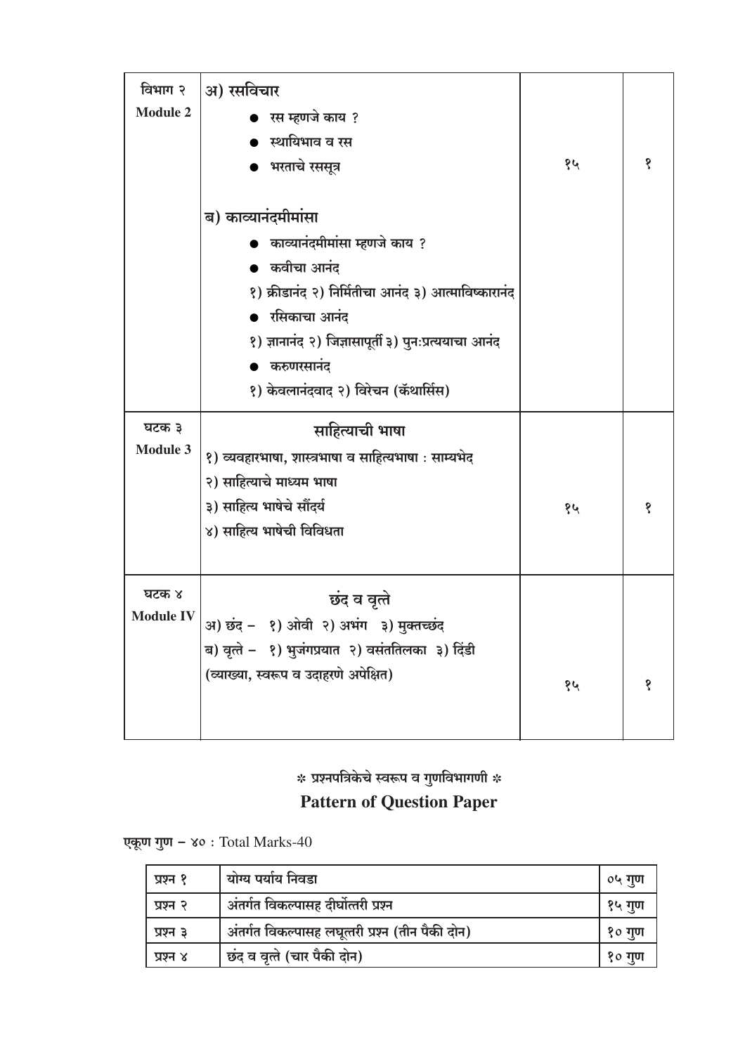| | | | |
|---|---|---|---|
| विभाग २<br>Module 2 | **अ) रसविचार**<br>● रस म्हणजे काय ?<br>● स्थायिभाव व रस<br>● भरताचे रससूत्र<br><br>**ब) काव्यानंदमीमांसा**<br>● काव्यानंदमीमांसा म्हणजे काय ?<br>● कवीचा आनंद<br>१) क्रीडानंद २) निर्मितीचा आनंद ३) आत्माविष्कारानंद<br>● रसिकाचा आनंद<br>१) ज्ञानानंद २) जिज्ञासापूर्ती ३) पुनःप्रत्ययाचा आनंद<br>● करुणरसानंद<br>१) केवलानंदवाद २) विरेचन (कॅथार्सिस) | १५ | १ |
| घटक ३<br>Module 3 | **साहित्याची भाषा**<br>१) व्यवहारभाषा, शास्त्रभाषा व साहित्यभाषा : साम्यभेद<br>२) साहित्याचे माध्यम भाषा<br>३) साहित्य भाषेचे सौंदर्य<br>४) साहित्य भाषेची विविधता | १५ | १ |
| घटक ४<br>Module IV | **छंद व वृत्ते**<br>अ) छंद – १) ओवी २) अभंग ३) मुक्तच्छंद<br>ब) वृत्ते – १) भुजंगप्रयात २) वसंततिलका ३) दिंडी<br>(व्याख्या, स्वरूप व उदाहरणे अपेक्षित) | १५ | १ |

### * प्रश्नपत्रिकेचे स्वरूप व गुणविभागणी *

## Pattern of Question Paper

**एकूण गुण – ४०** : Total Marks-40

| | | |
|---|---|---|
| प्रश्न १ | योग्य पर्याय निवडा | ०५ गुण |
| प्रश्न २ | अंतर्गत विकल्पासह दीर्घोत्तरी प्रश्न | १५ गुण |
| प्रश्न ३ | अंतर्गत विकल्पासह लघूत्तरी प्रश्न (तीन पैकी दोन) | १० गुण |
| प्रश्न ४ | छंद व वृत्ते (चार पैकी दोन) | १० गुण |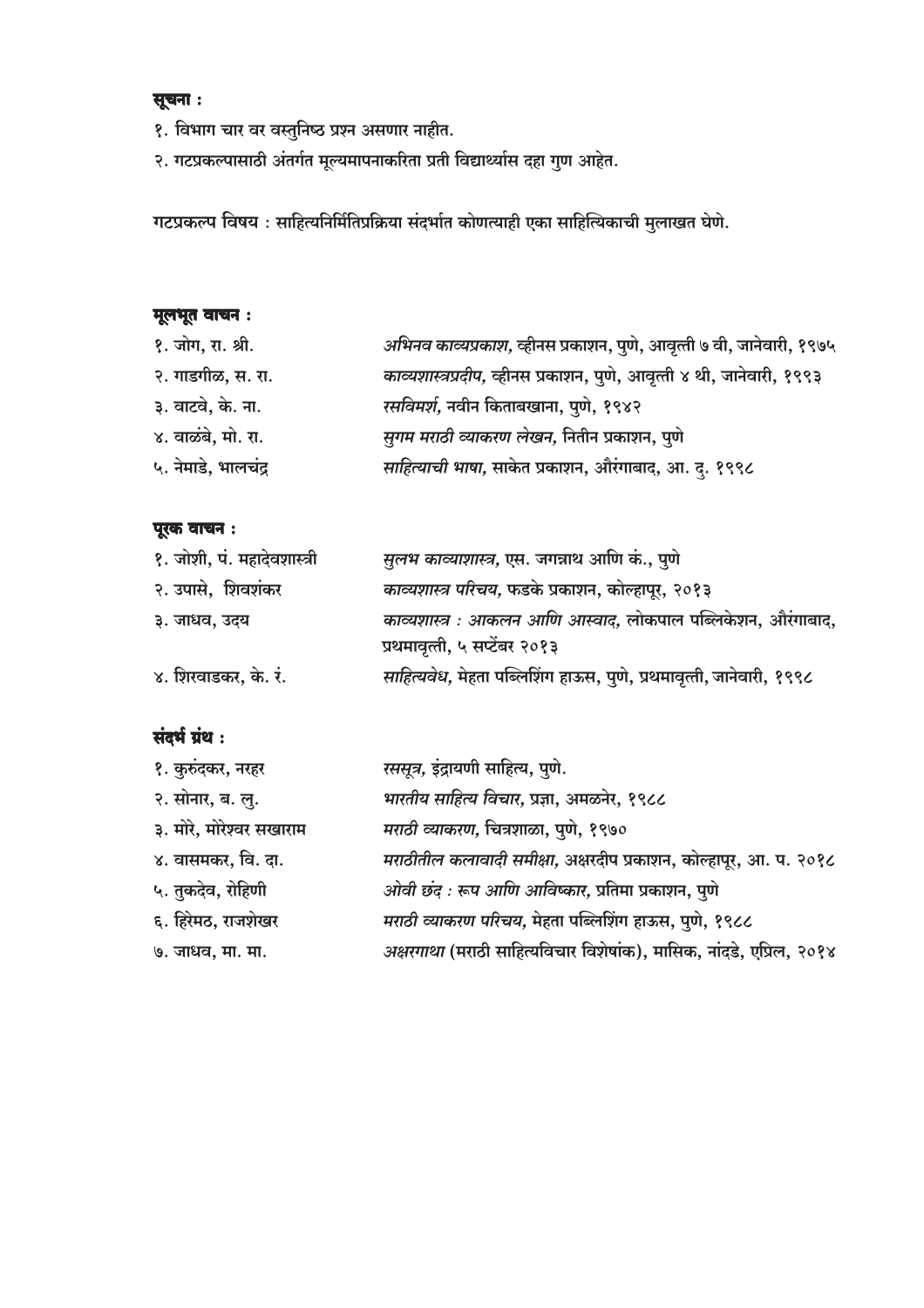**सूचना :**

१. विभाग चार वर वस्तुनिष्ठ प्रश्न असणार नाहीत.

२. गटप्रकल्पासाठी अंतर्गत मूल्यमापनाकरिता प्रती विद्यार्थ्यास दहा गुण आहेत.

गटप्रकल्प विषय : साहित्यनिर्मितिप्रक्रिया संदर्भात कोणत्याही एका साहित्यिकाची मुलाखत घेणे.

**मूलभूत वाचन :**

| | |
|---|---|
| १. जोग, रा. श्री. | *अभिनव काव्यप्रकाश,* व्हीनस प्रकाशन, पुणे, आवृत्ती ७ वी, जानेवारी, १९७५ |
| २. गाडगीळ, स. रा. | *काव्यशास्त्रप्रदीप,* व्हीनस प्रकाशन, पुणे, आवृत्ती ४ थी, जानेवारी, १९९३ |
| ३. वाटवे, के. ना. | *रसविमर्श,* नवीन किताबखाना, पुणे, १९४२ |
| ४. वाळंबे, मो. रा. | *सुगम मराठी व्याकरण लेखन,* नितीन प्रकाशन, पुणे |
| ५. नेमाडे, भालचंद्र | *साहित्याची भाषा,* साकेत प्रकाशन, औरंगाबाद, आ. दु. १९९८ |

**पूरक वाचन :**

| | |
|---|---|
| १. जोशी, पं. महादेवशास्त्री | *सुलभ काव्याशास्त्र,* एस. जगन्नाथ आणि कं., पुणे |
| २. उपासे, शिवशंकर | *काव्यशास्त्र परिचय,* फडके प्रकाशन, कोल्हापूर, २०१३ |
| ३. जाधव, उदय | *काव्यशास्त्र : आकलन आणि आस्वाद,* लोकपाल पब्लिकेशन, औरंगाबाद, प्रथमावृत्ती, ५ सप्टेंबर २०१३ |
| ४. शिरवाडकर, के. रं. | *साहित्यवेध,* मेहता पब्लिशिंग हाऊस, पुणे, प्रथमावृत्ती, जानेवारी, १९९८ |

**संदर्भ ग्रंथ :**

| | |
|---|---|
| १. कुरुंदकर, नरहर | *रससूत्र,* इंद्रायणी साहित्य, पुणे. |
| २. सोनार, ब. लु. | *भारतीय साहित्य विचार,* प्रज्ञा, अमळनेर, १९८८ |
| ३. मोरे, मोरेश्वर सखाराम | *मराठी व्याकरण,* चित्रशाळा, पुणे, १९७० |
| ४. वासमकर, वि. दा. | *मराठीतील कलावादी समीक्षा,* अक्षरदीप प्रकाशन, कोल्हापूर, आ. प. २०१८ |
| ५. तुकदेव, रोहिणी | *ओवी छंद : रूप आणि आविष्कार,* प्रतिमा प्रकाशन, पुणे |
| ६. हिरेमठ, राजशेखर | *मराठी व्याकरण परिचय,* मेहता पब्लिशिंग हाऊस, पुणे, १९८८ |
| ७. जाधव, मा. मा. | *अक्षरगाथा* (मराठी साहित्यविचार विशेषांक), मासिक, नांदडे, एप्रिल, २०१४ |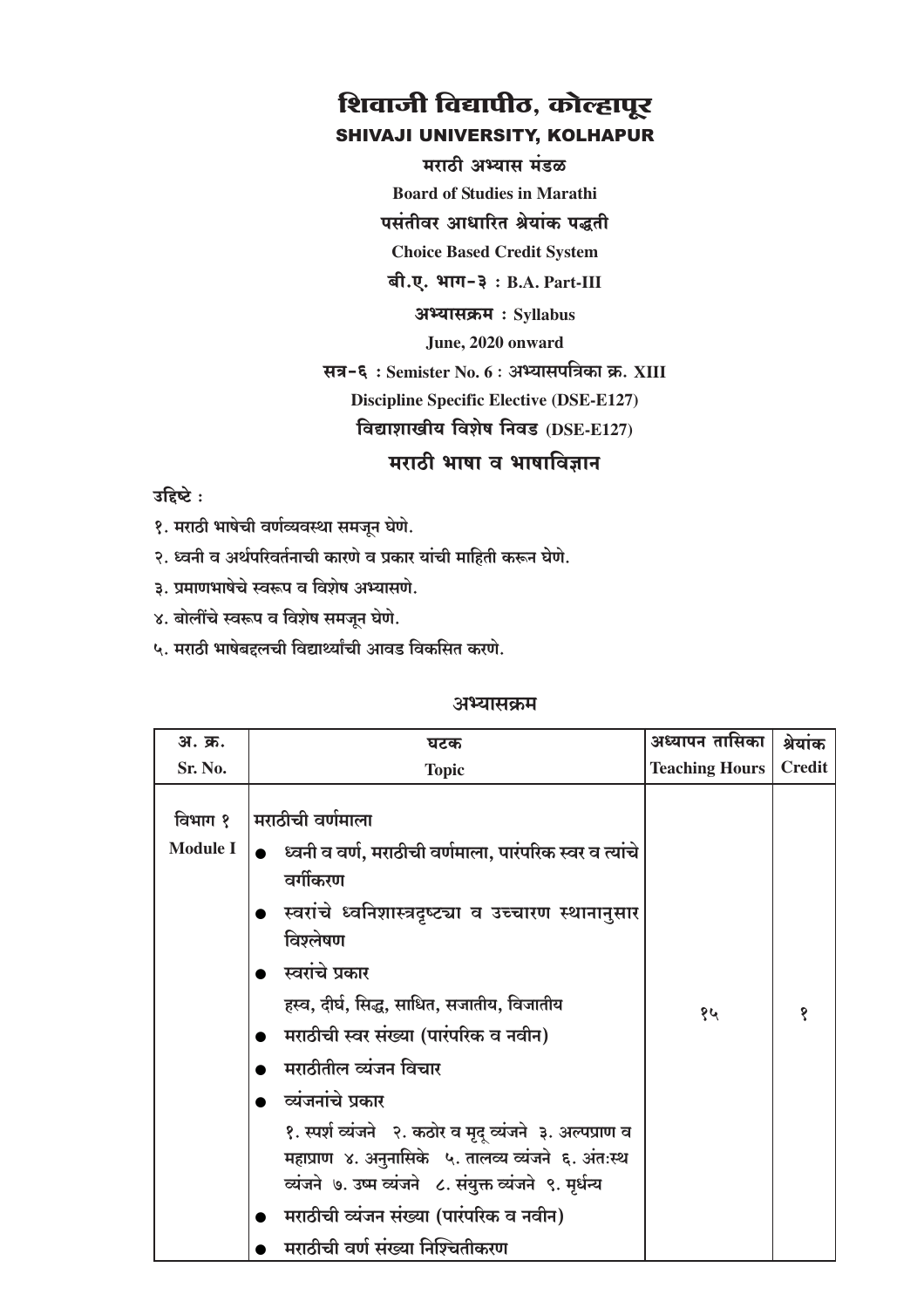# शिवाजी विद्यापीठ, कोल्हापूर

## SHIVAJI UNIVERSITY, KOLHAPUR

**मराठी अभ्यास मंडळ**

**Board of Studies in Marathi**

**पसंतीवर आधारित श्रेयांक पद्धती**

**Choice Based Credit System**

**बी.ए. भाग-३ : B.A. Part-III**

**अभ्यासक्रम : Syllabus**

**June, 2020 onward**

**सत्र-६ : Semister No. 6 : अभ्यासपत्रिका क्र. XIII**

**Discipline Specific Elective (DSE-E127)**

**विद्याशाखीय विशेष निवड (DSE-E127)**

## मराठी भाषा व भाषाविज्ञान

**उद्दिष्टे :**

१. मराठी भाषेची वर्णव्यवस्था समजून घेणे.

२. ध्वनी व अर्थपरिवर्तनाची कारणे व प्रकार यांची माहिती करून घेणे.

३. प्रमाणभाषेचे स्वरूप व विशेष अभ्यासणे.

४. बोलींचे स्वरूप व विशेष समजून घेणे.

५. मराठी भाषेबद्दलची विद्यार्थ्यांची आवड विकसित करणे.

### अभ्यासक्रम

| अ. क्र.<br>Sr. No. | घटक<br>Topic | अध्यापन तासिका<br>Teaching Hours | श्रेयांक<br>Credit |
|---|---|---|---|
| विभाग १<br>Module I | मराठीची वर्णमाला<br>● ध्वनी व वर्ण, मराठीची वर्णमाला, पारंपरिक स्वर व त्यांचे वर्गीकरण<br>● स्वरांचे ध्वनिशास्त्रदृष्ट्या व उच्चारण स्थानानुसार विश्लेषण<br>● स्वरांचे प्रकार<br>ह्रस्व, दीर्घ, सिद्ध, साधित, सजातीय, विजातीय<br>● मराठीची स्वर संख्या (पारंपरिक व नवीन)<br>● मराठीतील व्यंजन विचार<br>● व्यंजनांचे प्रकार<br>१. स्पर्श व्यंजने २. कठोर व मृदू व्यंजने ३. अल्पप्राण व महाप्राण ४. अनुनासिके ५. तालव्य व्यंजने ६. अंतःस्थ व्यंजने ७. उष्म व्यंजने ८. संयुक्त व्यंजने ९. मूर्धन्य<br>● मराठीची व्यंजन संख्या (पारंपरिक व नवीन)<br>● मराठीची वर्ण संख्या निश्चितीकरण | १५ | १ |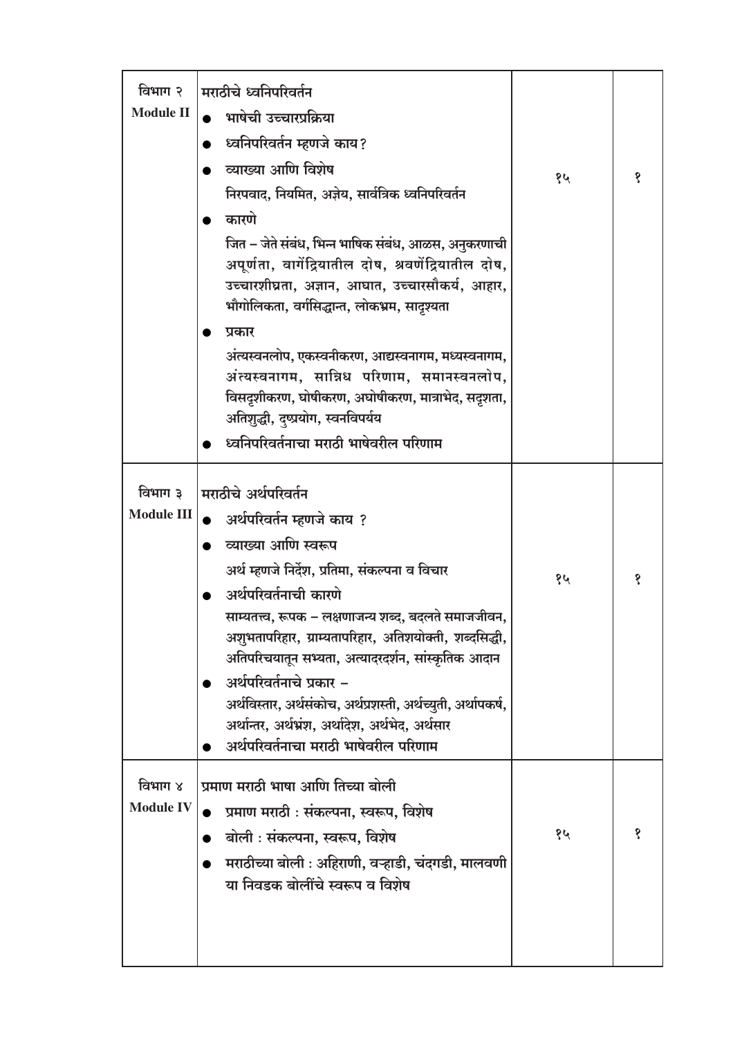| | | | |
|---|---|---|---|
| विभाग २<br>**Module II** | मराठीचे ध्वनिपरिवर्तन<br>● भाषेची उच्चारप्रक्रिया<br>● ध्वनिपरिवर्तन म्हणजे काय?<br>● व्याख्या आणि विशेष<br>निरपवाद, नियमित, अज्ञेय, सार्वत्रिक ध्वनिपरिवर्तन<br>● कारणे<br>जित – जेते संबंध, भिन्न भाषिक संबंध, आळस, अनुकरणाची अपूर्णता, वागेंद्रियातील दोष, श्रवणेंद्रियातील दोष, उच्चारशीघ्रता, अज्ञान, आघात, उच्चारसौकर्य, आहार, भौगोलिकता, वर्गसिद्धान्त, लोकभ्रम, सादृश्यता<br>● प्रकार<br>अंत्यस्वनलोप, एकस्वनीकरण, आद्यस्वनागम, मध्यस्वनागम, अंत्यस्वनागम, सान्निध परिणाम, समानस्वनलोप, विसदृशीकरण, घोषीकरण, अघोषीकरण, मात्राभेद, सदृशता, अतिशुद्धी, दुष्प्रयोग, स्वनविपर्यय<br>● ध्वनिपरिवर्तनाचा मराठी भाषेवरील परिणाम | १५ | १ |
| विभाग ३<br>**Module III** | मराठीचे अर्थपरिवर्तन<br>● अर्थपरिवर्तन म्हणजे काय ?<br>● व्याख्या आणि स्वरूप<br>अर्थ म्हणजे निर्देश, प्रतिमा, संकल्पना व विचार<br>● अर्थपरिवर्तनाची कारणे<br>साम्यतत्त्व, रूपक – लक्षणाजन्य शब्द, बदलते समाजजीवन, अशुभतापरिहार, ग्राम्यतापरिहार, अतिशयोक्ती, शब्दसिद्धी, अतिपरिचयातून सभ्यता, अत्यादरदर्शन, सांस्कृतिक आदान<br>● अर्थपरिवर्तनाचे प्रकार –<br>अर्थविस्तार, अर्थसंकोच, अर्थप्रशस्ती, अर्थच्युती, अर्थापकर्ष, अर्थान्तर, अर्थभ्रंश, अर्थादेश, अर्थभेद, अर्थसार<br>● अर्थपरिवर्तनाचा मराठी भाषेवरील परिणाम | १५ | १ |
| विभाग ४<br>**Module IV** | प्रमाण मराठी भाषा आणि तिच्या बोली<br>● प्रमाण मराठी : संकल्पना, स्वरूप, विशेष<br>● बोली : संकल्पना, स्वरूप, विशेष<br>● मराठीच्या बोली : अहिराणी, वऱ्हाडी, चंदगडी, मालवणी या निवडक बोलींचे स्वरूप व विशेष | १५ | १ |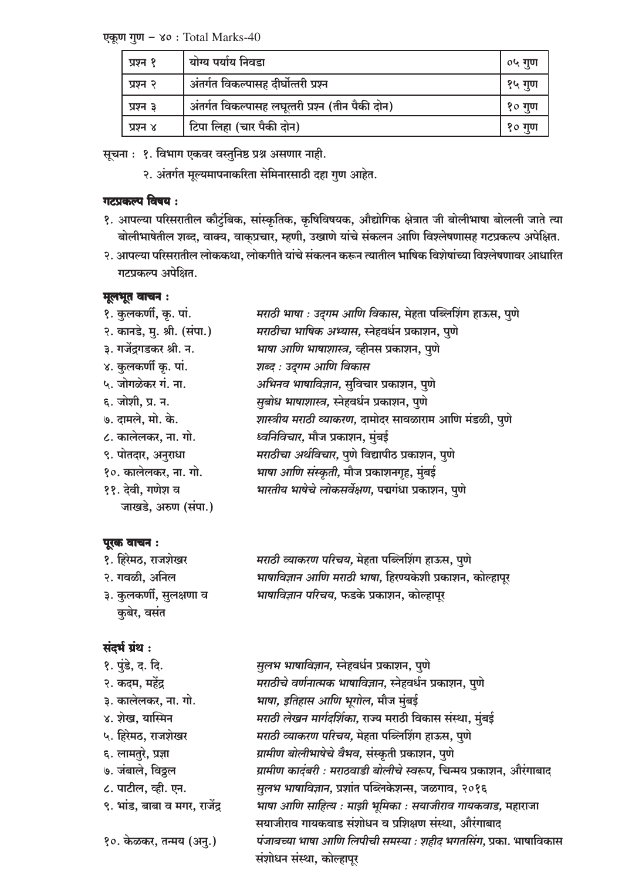एकूण गुण – ४० : Total Marks-40

| प्रश्न १ | योग्य पर्याय निवडा | ०५ गुण |
|---|---|---|
| प्रश्न २ | अंतर्गत विकल्पासह दीर्घोत्तरी प्रश्न | १५ गुण |
| प्रश्न ३ | अंतर्गत विकल्पासह लघूत्तरी प्रश्न (तीन पैकी दोन) | १० गुण |
| प्रश्न ४ | टिपा लिहा (चार पैकी दोन) | १० गुण |

सूचना : १. विभाग एकवर वस्तुनिष्ठ प्रश्न असणार नाही.

२. अंतर्गत मूल्यमापनाकरिता सेमिनारसाठी दहा गुण आहेत.

**गटप्रकल्प विषय :**

१. आपल्या परिसरातील कौटुंबिक, सांस्कृतिक, कृषिविषयक, औद्योगिक क्षेत्रात जी बोलीभाषा बोलली जाते त्या बोलीभाषेतील शब्द, वाक्य, वाक्प्रचार, म्हणी, उखाणे यांचे संकलन आणि विश्लेषणासह गटप्रकल्प अपेक्षित.

२. आपल्या परिसरातील लोककथा, लोकगीते यांचे संकलन करून त्यातील भाषिक विशेषांच्या विश्लेषणावर आधारित गटप्रकल्प अपेक्षित.

**मूलभूत वाचन :**

१. कुलकर्णी, कृ. पां. — *मराठी भाषा : उद्‌गम आणि विकास,* मेहता पब्लिशिंग हाऊस, पुणे

२. कानडे, मु. श्री. (संपा.) — *मराठीचा भाषिक अभ्यास,* स्नेहवर्धन प्रकाशन, पुणे

३. गजेंद्रगडकर श्री. न. — *भाषा आणि भाषाशास्त्र,* व्हीनस प्रकाशन, पुणे

४. कुलकर्णी कृ. पां. — *शब्द : उद्‌गम आणि विकास*

५. जोगळेकर गं. ना. — *अभिनव भाषाविज्ञान,* सुविचार प्रकाशन, पुणे

६. जोशी, प्र. न. — *सुबोध भाषाशास्त्र,* स्नेहवर्धन प्रकाशन, पुणे

७. दामले, मो. के. — *शास्त्रीय मराठी व्याकरण,* दामोदर सावळाराम आणि मंडळी, पुणे

८. कालेलकर, ना. गो. — *ध्वनिविचार,* मौज प्रकाशन, मुंबई

९. पोतदार, अनुराधा — *मराठीचा अर्थविचार,* पुणे विद्यापीठ प्रकाशन, पुणे

१०. कालेलकर, ना. गो. — *भाषा आणि संस्कृती,* मौज प्रकाशनगृह, मुंबई

११. देवी, गणेश व जाखडे, अरुण (संपा.) — *भारतीय भाषेचे लोकसर्वेक्षण,* पद्मगंधा प्रकाशन, पुणे

**पूरक वाचन :**

१. हिरेमठ, राजशेखर — *मराठी व्याकरण परिचय,* मेहता पब्लिशिंग हाऊस, पुणे

२. गवळी, अनिल — *भाषाविज्ञान आणि मराठी भाषा,* हिरण्यकेशी प्रकाशन, कोल्हापूर

३. कुलकर्णी, सुलक्षणा व कुबेर, वसंत — *भाषाविज्ञान परिचय,* फडके प्रकाशन, कोल्हापूर

**संदर्भ ग्रंथ :**

१. पुंडे, द. दि. — *सुलभ भाषाविज्ञान,* स्नेहवर्धन प्रकाशन, पुणे

२. कदम, महेंद्र — *मराठीचे वर्णनात्मक भाषाविज्ञान,* स्नेहवर्धन प्रकाशन, पुणे

३. कालेलकर, ना. गो. — *भाषा, इतिहास आणि भूगोल,* मौज मुंबई

४. शेख, यास्मिन — *मराठी लेखन मार्गदर्शिका,* राज्य मराठी विकास संस्था, मुंबई

५. हिरेमठ, राजशेखर — *मराठी व्याकरण परिचय,* मेहता पब्लिशिंग हाऊस, पुणे

६. लामतुरे, प्रज्ञा — *ग्रामीण बोलीभाषेचे वैभव,* संस्कृती प्रकाशन, पुणे

७. जंबाले, विठ्ठल — *ग्रामीण कादंबरी : मराठवाडी बोलीचे स्वरूप,* चिन्मय प्रकाशन, औरंगाबाद

८. पाटील, व्ही. एन. — *सुलभ भाषाविज्ञान,* प्रशांत पब्लिकेशन्स, जळगाव, २०१६

९. भांड, बाबा व मगर, राजेंद्र — *भाषा आणि साहित्य : माझी भूमिका : सयाजीराव गायकवाड,* महाराजा सयाजीराव गायकवाड संशोधन व प्रशिक्षण संस्था, औरंगाबाद

१०. केळकर, तन्मय (अनु.) — *पंजाबच्या भाषा आणि लिपीची समस्या : शहीद भगतसिंग,* प्रका. भाषाविकास संशोधन संस्था, कोल्हापूर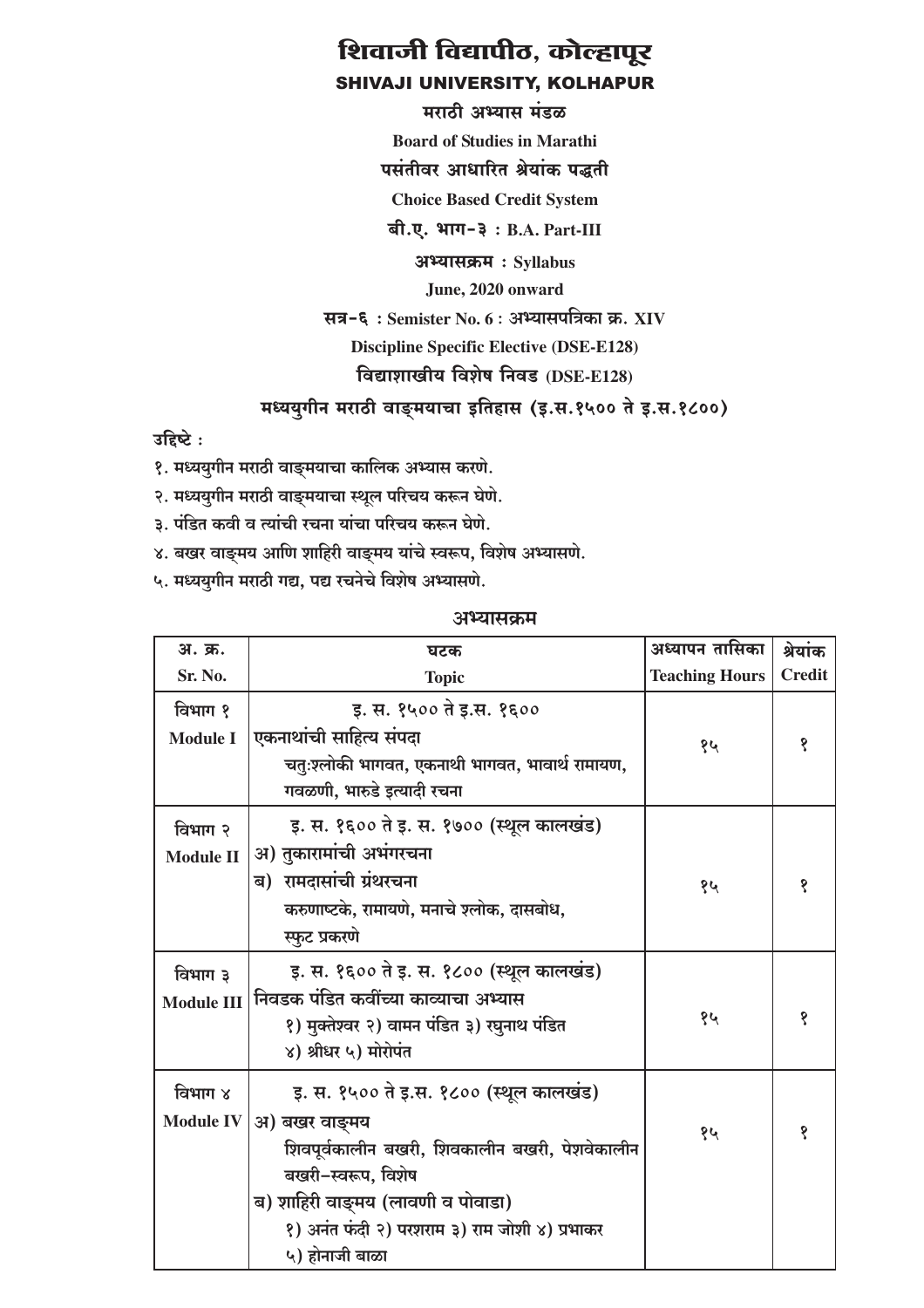# शिवाजी विद्यापीठ, कोल्हापूर

## SHIVAJI UNIVERSITY, KOLHAPUR

**मराठी अभ्यास मंडळ**

**Board of Studies in Marathi**

**पसंतीवर आधारित श्रेयांक पद्धती**

**Choice Based Credit System**

**बी.ए. भाग-३ : B.A. Part-III**

**अभ्यासक्रम : Syllabus**

**June, 2020 onward**

**सत्र-६ : Semester No. 6 : अभ्यासपत्रिका क्र. XIV**

**Discipline Specific Elective (DSE-E128)**

**विद्याशाखीय विशेष निवड (DSE-E128)**

### मध्ययुगीन मराठी वाङ्मयाचा इतिहास (इ.स.१५०० ते इ.स.१८००)

**उद्दिष्टे :**

१. मध्ययुगीन मराठी वाङ्मयाचा कालिक अभ्यास करणे.
२. मध्ययुगीन मराठी वाङ्मयाचा स्थूल परिचय करून घेणे.
३. पंडित कवी व त्यांची रचना यांचा परिचय करून घेणे.
४. बखर वाङ्मय आणि शाहिरी वाङ्मय यांचे स्वरूप, विशेष अभ्यासणे.
५. मध्ययुगीन मराठी गद्य, पद्य रचनेचे विशेष अभ्यासणे.

**अभ्यासक्रम**

| अ. क्र. Sr. No. | घटक Topic | अध्यापन तासिका Teaching Hours | श्रेयांक Credit |
|---|---|---|---|
| विभाग १ Module I | इ. स. १५०० ते इ.स. १६०० <br> एकनाथांची साहित्य संपदा <br> चतुःश्लोकी भागवत, एकनाथी भागवत, भावार्थ रामायण, गवळणी, भारुडे इत्यादी रचना | १५ | १ |
| विभाग २ Module II | इ. स. १६०० ते इ. स. १७०० (स्थूल कालखंड) <br> अ) तुकारामांची अभंगरचना <br> ब) रामदासांची ग्रंथरचना <br> करुणाष्टके, रामायणे, मनाचे श्लोक, दासबोध, स्फुट प्रकरणे | १५ | १ |
| विभाग ३ Module III | इ. स. १६०० ते इ. स. १८०० (स्थूल कालखंड) <br> निवडक पंडित कवींच्या काव्याचा अभ्यास <br> १) मुक्तेश्वर २) वामन पंडित ३) रघुनाथ पंडित ४) श्रीधर ५) मोरोपंत | १५ | १ |
| विभाग ४ Module IV | इ. स. १५०० ते इ.स. १८०० (स्थूल कालखंड) <br> अ) बखर वाङ्मय <br> शिवपूर्वकालीन बखरी, शिवकालीन बखरी, पेशवेकालीन बखरी-स्वरूप, विशेष <br> ब) शाहिरी वाङ्मय (लावणी व पोवाडा) <br> १) अनंत फंदी २) परशराम ३) राम जोशी ४) प्रभाकर ५) होनाजी बाळा | १५ | १ |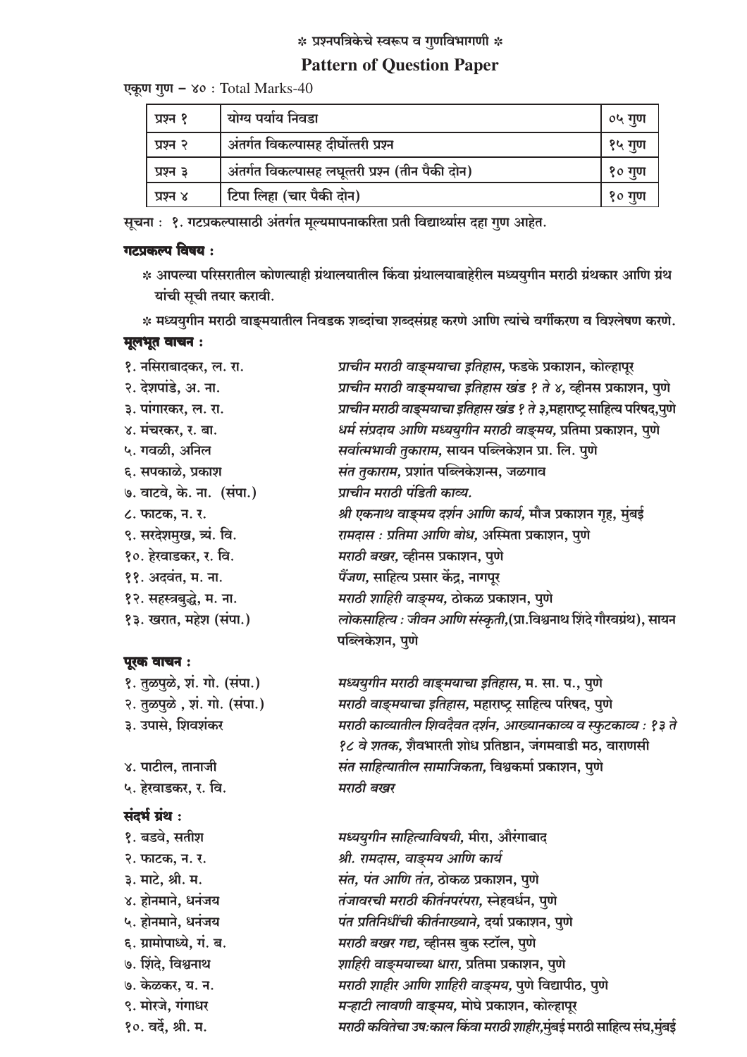## ❋ प्रश्नपत्रिकेचे स्वरूप व गुणविभागणी ❋

## Pattern of Question Paper

एकूण गुण – ४० : Total Marks-40

| प्रश्न १ | योग्य पर्याय निवडा | ०५ गुण |
|---|---|---|
| प्रश्न २ | अंतर्गत विकल्पासह दीर्घोत्तरी प्रश्न | १५ गुण |
| प्रश्न ३ | अंतर्गत विकल्पासह लघूत्तरी प्रश्न (तीन पैकी दोन) | १० गुण |
| प्रश्न ४ | टिपा लिहा (चार पैकी दोन) | १० गुण |

सूचना : १. गटप्रकल्पासाठी अंतर्गत मूल्यमापनाकरिता प्रती विद्यार्थ्यास दहा गुण आहेत.

**गटप्रकल्प विषय :**

❋ आपल्या परिसरातील कोणत्याही ग्रंथालयातील किंवा ग्रंथालयाबाहेरील मध्ययुगीन मराठी ग्रंथकार आणि ग्रंथ यांची सूची तयार करावी.

❋ मध्ययुगीन मराठी वाङ्मयातील निवडक शब्दांचा शब्दसंग्रह करणे आणि त्यांचे वर्गीकरण व विश्लेषण करणे.

**मूलभूत वाचन :**

१. नसिराबादकर, ल. रा. — *प्राचीन मराठी वाङ्मयाचा इतिहास,* फडके प्रकाशन, कोल्हापूर
२. देशपांडे, अ. ना. — *प्राचीन मराठी वाङ्मयाचा इतिहास खंड १ ते ४,* व्हीनस प्रकाशन, पुणे
३. पांगारकर, ल. रा. — *प्राचीन मराठी वाङ्मयाचा इतिहास खंड १ ते ३,*महाराष्ट्र साहित्य परिषद,पुणे
४. मंचरकर, र. बा. — *धर्म संप्रदाय आणि मध्ययुगीन मराठी वाङ्मय,* प्रतिमा प्रकाशन, पुणे
५. गवळी, अनिल — *सर्वात्मभावी तुकाराम,* सायन पब्लिकेशन प्रा. लि. पुणे
६. सपकाळे, प्रकाश — *संत तुकाराम,* प्रशांत पब्लिकेशन्स, जळगाव
७. वाटवे, के. ना. (संपा.) — *प्राचीन मराठी पंडिती काव्य.*
८. फाटक, न. र. — *श्री एकनाथ वाङ्मय दर्शन आणि कार्य,* मौज प्रकाशन गृह, मुंबई
९. सरदेशमुख, त्र्यं. वि. — *रामदास : प्रतिमा आणि बोध,* अस्मिता प्रकाशन, पुणे
१०. हेरवाडकर, र. वि. — *मराठी बखर,* व्हीनस प्रकाशन, पुणे
११. अदवंत, म. ना. — *पैंजण,* साहित्य प्रसार केंद्र, नागपूर
१२. सहस्त्रबुद्धे, म. ना. — *मराठी शाहिरी वाङ्मय,* ठोकळ प्रकाशन, पुणे
१३. खरात, महेश (संपा.) — *लोकसाहित्य : जीवन आणि संस्कृती,*(प्रा.विश्वनाथ शिंदे गौरवग्रंथ), सायन पब्लिकेशन, पुणे

**पूरक वाचन :**

१. तुळपुळे, शं. गो. (संपा.) — *मध्ययुगीन मराठी वाङ्मयाचा इतिहास,* म. सा. प., पुणे
२. तुळपुळे , शं. गो. (संपा.) — *मराठी वाङ्मयाचा इतिहास,* महाराष्ट्र साहित्य परिषद, पुणे
३. उपासे, शिवशंकर — *मराठी काव्यातील शिवदैवत दर्शन, आख्यानकाव्य व स्फुटकाव्य : १३ ते १८ वे शतक,* शैवभारती शोध प्रतिष्ठान, जंगमवाडी मठ, वाराणसी
४. पाटील, तानाजी — *संत साहित्यातील सामाजिकता,* विश्वकर्मा प्रकाशन, पुणे
५. हेरवाडकर, र. वि. — *मराठी बखर*

**संदर्भ ग्रंथ :**

१. बडवे, सतीश — *मध्ययुगीन साहित्याविषयी,* मीरा, औरंगाबाद
२. फाटक, न. र. — *श्री. रामदास, वाङ्मय आणि कार्य*
३. माटे, श्री. म. — *संत, पंत आणि तंत,* ठोकळ प्रकाशन, पुणे
४. होनमाने, धनंजय — *तंजावरची मराठी कीर्तनपरंपरा,* स्नेहवर्धन, पुणे
५. होनमाने, धनंजय — *पंत प्रतिनिधींची कीर्तनाख्याने,* दर्या प्रकाशन, पुणे
६. ग्रामोपाध्ये, गं. ब. — *मराठी बखर गद्य,* व्हीनस बुक स्टॉल, पुणे
७. शिंदे, विश्वनाथ — *शाहिरी वाङ्मयाच्या धारा,* प्रतिमा प्रकाशन, पुणे
७. केळकर, य. न. — *मराठी शाहीर आणि शाहिरी वाङ्मय,* पुणे विद्यापीठ, पुणे
९. मोरजे, गंगाधर — *मऱ्हाटी लावणी वाङ्मय,* मोघे प्रकाशन, कोल्हापूर
१०. वर्दे, श्री. म. — *मराठी कवितेचा उषःकाल किंवा मराठी शाहीर,*मुंबई मराठी साहित्य संघ,मुंबई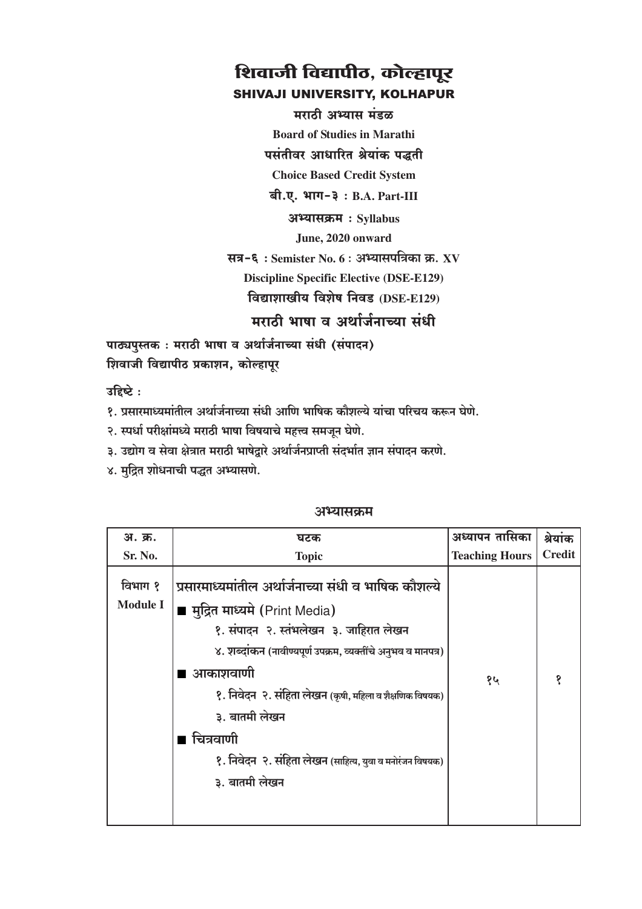# शिवाजी विद्यापीठ, कोल्हापूर

## SHIVAJI UNIVERSITY, KOLHAPUR

**मराठी अभ्यास मंडळ**

**Board of Studies in Marathi**

**पसंतीवर आधारित श्रेयांक पद्धती**

**Choice Based Credit System**

**बी.ए. भाग-३ : B.A. Part-III**

**अभ्यासक्रम : Syllabus**

**June, 2020 onward**

**सत्र-६ : Semister No. 6 : अभ्यासपत्रिका क्र. XV**

**Discipline Specific Elective (DSE-E129)**

**विद्याशाखीय विशेष निवड (DSE-E129)**

## मराठी भाषा व अर्थार्जनाच्या संधी

**पाठ्यपुस्तक : मराठी भाषा व अर्थार्जनाच्या संधी (संपादन)**
**शिवाजी विद्यापीठ प्रकाशन, कोल्हापूर**

**उद्दिष्टे :**

१. प्रसारमाध्यमांतील अर्थार्जनाच्या संधी आणि भाषिक कौशल्ये यांचा परिचय करून घेणे.
२. स्पर्धा परीक्षांमध्ये मराठी भाषा विषयाचे महत्त्व समजून घेणे.
३. उद्योग व सेवा क्षेत्रात मराठी भाषेद्वारे अर्थार्जनप्राप्ती संदर्भात ज्ञान संपादन करणे.
४. मुद्रित शोधनाची पद्धत अभ्यासणे.

**अभ्यासक्रम**

| अ. क्र.<br>Sr. No. | घटक<br>Topic | अध्यापन तासिका<br>Teaching Hours | श्रेयांक<br>Credit |
|---|---|---|---|
| विभाग १<br>Module I | प्रसारमाध्यमांतील अर्थार्जनाच्या संधी व भाषिक कौशल्ये<br>■ मुद्रित माध्यमे (Print Media)<br>१. संपादन २. स्तंभलेखन ३. जाहिरात लेखन<br>४. शब्दांकन (नावीण्यपूर्ण उपक्रम, व्यक्तींचे अनुभव व मानपत्र)<br>■ आकाशवाणी<br>१. निवेदन २. संहिता लेखन (कृषी, महिला व शैक्षणिक विषयक)<br>३. बातमी लेखन<br>■ चित्रवाणी<br>१. निवेदन २. संहिता लेखन (साहित्य, युवा व मनोरंजन विषयक)<br>३. बातमी लेखन | १५ | १ |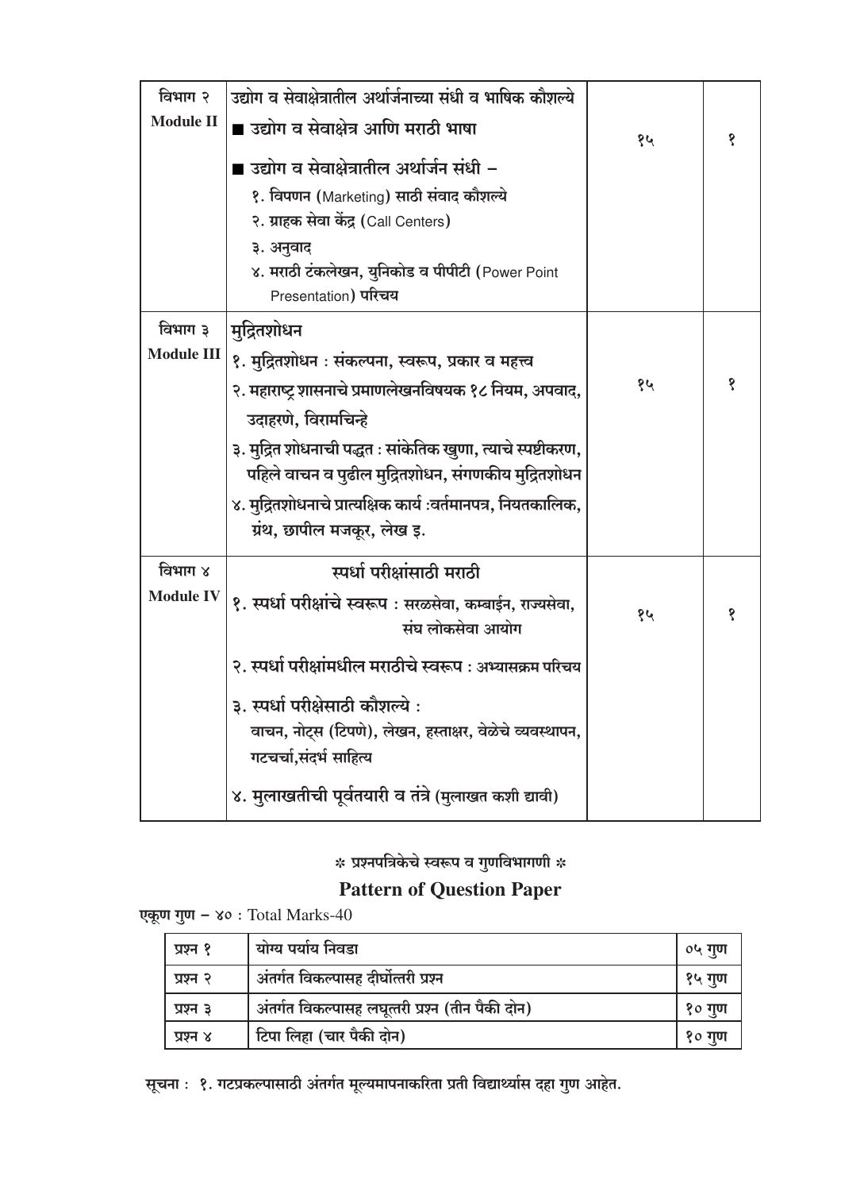| | | | |
|---|---|---|---|
| विभाग २<br>**Module II** | उद्योग व सेवाक्षेत्रातील अर्थार्जनाच्या संधी व भाषिक कौशल्ये<br>■ उद्योग व सेवाक्षेत्र आणि मराठी भाषा<br>■ उद्योग व सेवाक्षेत्रातील अर्थार्जन संधी –<br>१. विपणन (Marketing) साठी संवाद कौशल्ये<br>२. ग्राहक सेवा केंद्र (Call Centers)<br>३. अनुवाद<br>४. मराठी टंकलेखन, युनिकोड व पीपीटी (Power Point Presentation) परिचय | १५ | १ |
| विभाग ३<br>**Module III** | मुद्रितशोधन<br>१. मुद्रितशोधन : संकल्पना, स्वरूप, प्रकार व महत्त्व<br>२. महाराष्ट्र शासनाचे प्रमाणलेखनविषयक १८ नियम, अपवाद, उदाहरणे, विरामचिन्हे<br>३. मुद्रित शोधनाची पद्धत : सांकेतिक खुणा, त्याचे स्पष्टीकरण, पहिले वाचन व पुढील मुद्रितशोधन, संगणकीय मुद्रितशोधन<br>४. मुद्रितशोधनाचे प्रात्यक्षिक कार्य :वर्तमानपत्र, नियतकालिक, ग्रंथ, छापील मजकूर, लेख इ. | १५ | १ |
| विभाग ४<br>**Module IV** | स्पर्धा परीक्षांसाठी मराठी<br>१. स्पर्धा परीक्षांचे स्वरूप : सरळसेवा, कम्बाईन, राज्यसेवा, संघ लोकसेवा आयोग<br>२. स्पर्धा परीक्षांमधील मराठीचे स्वरूप : अभ्यासक्रम परिचय<br>३. स्पर्धा परीक्षेसाठी कौशल्ये :<br>वाचन, नोट्स (टिपणे), लेखन, हस्ताक्षर, वेळेचे व्यवस्थापन, गटचर्चा,संदर्भ साहित्य<br>४. मुलाखतीची पूर्वतयारी व तंत्रे (मुलाखत कशी द्यावी) | १५ | १ |

### * प्रश्नपत्रिकेचे स्वरूप व गुणविभागणी *

## Pattern of Question Paper

**एकूण गुण – ४०** : Total Marks-40

| | | |
|---|---|---|
| प्रश्न १ | योग्य पर्याय निवडा | ०५ गुण |
| प्रश्न २ | अंतर्गत विकल्पासह दीर्घोत्तरी प्रश्न | १५ गुण |
| प्रश्न ३ | अंतर्गत विकल्पासह लघूत्तरी प्रश्न (तीन पैकी दोन) | १० गुण |
| प्रश्न ४ | टिपा लिहा (चार पैकी दोन) | १० गुण |

सूचना : १. गटप्रकल्पासाठी अंतर्गत मूल्यमापनाकरिता प्रती विद्यार्थ्यास दहा गुण आहेत.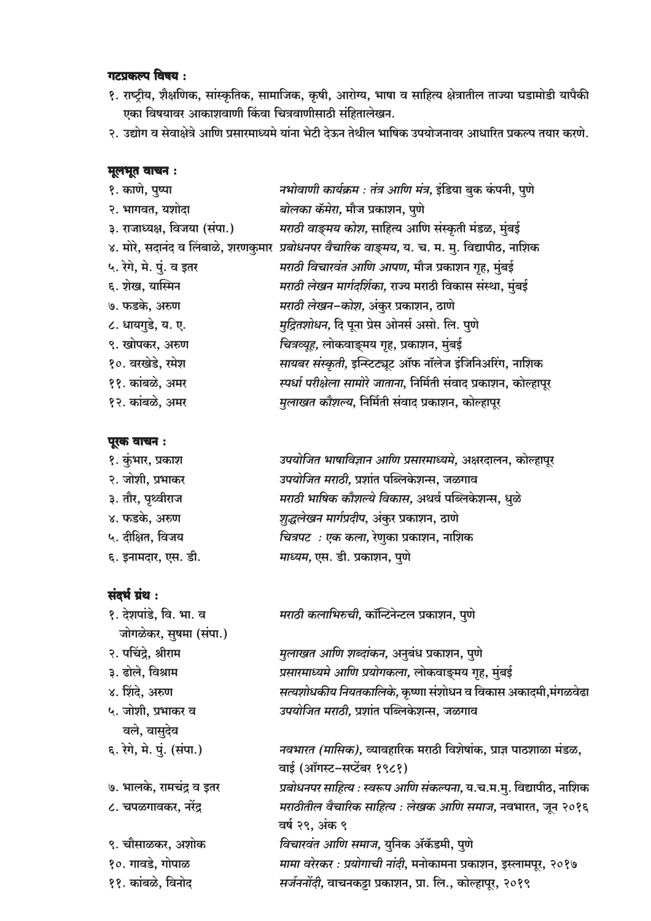**गटप्रकल्प विषय :**

१. राष्ट्रीय, शैक्षणिक, सांस्कृतिक, सामाजिक, कृषी, आरोग्य, भाषा व साहित्य क्षेत्रातील ताज्या घडामोडी यापैकी एका विषयावर आकाशवाणी किंवा चित्रवाणीसाठी संहितालेखन.

२. उद्योग व सेवाक्षेत्रे आणि प्रसारमाध्यमे यांना भेटी देऊन तेथील भाषिक उपयोजनावर आधारित प्रकल्प तयार करणे.

**मूलभूत वाचन :**

१. काणे, पुष्पा — *नभोवाणी कार्यक्रम : तंत्र आणि मंत्र*, इंडिया बुक कंपनी, पुणे

२. भागवत, यशोदा — *बोलका कॅमेरा*, मौज प्रकाशन, पुणे

३. राजाध्यक्ष, विजया (संपा.) — *मराठी वाङ्मय कोश*, साहित्य आणि संस्कृती मंडळ, मुंबई

४. मोरे, सदानंद व लिंबाळे, शरणकुमार — *प्रबोधनपर वैचारिक वाङ्मय*, य. च. म. मु. विद्यापीठ, नाशिक

५. रेगे, मे. पुं. व इतर — *मराठी विचारवंत आणि आपण*, मौज प्रकाशन गृह, मुंबई

६. शेख, यास्मिन — *मराठी लेखन मार्गदर्शिका*, राज्य मराठी विकास संस्था, मुंबई

७. फडके, अरुण — *मराठी लेखन-कोश*, अंकुर प्रकाशन, ठाणे

८. धायगुडे, य. ए. — *मुद्रितशोधन*, दि पूना प्रेस ओनर्स असो. लि. पुणे

९. खोपकर, अरुण — *चित्रव्यूह*, लोकवाङ्मय गृह, प्रकाशन, मुंबई

१०. वरखेडे, रमेश — *सायबर संस्कृती*, इन्स्टिट्यूट ऑफ नॉलेज इंजिनिअरिंग, नाशिक

११. कांबळे, अमर — *स्पर्धा परीक्षेला सामोरे जाताना*, निर्मिती संवाद प्रकाशन, कोल्हापूर

१२. कांबळे, अमर — *मुलाखत कौशल्य*, निर्मिती संवाद प्रकाशन, कोल्हापूर

**पूरक वाचन :**

१. कुंभार, प्रकाश — *उपयोजित भाषाविज्ञान आणि प्रसारमाध्यमे*, अक्षरदालन, कोल्हापूर

२. जोशी, प्रभाकर — *उपयोजित मराठी*, प्रशांत पब्लिकेशन्स, जळगाव

३. तौर, पृथ्वीराज — *मराठी भाषिक कौशल्ये विकास*, अथर्व पब्लिकेशन्स, धुळे

४. फडके, अरुण — *शुद्धलेखन मार्गप्रदीप*, अंकुर प्रकाशन, ठाणे

५. दीक्षित, विजय — *चित्रपट : एक कला*, रेणुका प्रकाशन, नाशिक

६. इनामदार, एस. डी. — *माध्यम*, एस. डी. प्रकाशन, पुणे

**संदर्भ ग्रंथ :**

१. देशपांडे, वि. भा. व जोगळेकर, सुषमा (संपा.) — *मराठी कलाभिरुची*, कॉन्टिनेन्टल प्रकाशन, पुणे

२. पचिंद्रे, श्रीराम — *मुलाखत आणि शब्दांकन*, अनुबंध प्रकाशन, पुणे

३. ढोले, विश्राम — *प्रसारमाध्यमे आणि प्रयोगकला*, लोकवाङ्मय गृह, मुंबई

४. शिंदे, अरुण — *सत्यशोधकीय नियतकालिके*, कृष्णा संशोधन व विकास अकादमी,मंगळवेढा

५. जोशी, प्रभाकर व वले, वासुदेव — *उपयोजित मराठी*, प्रशांत पब्लिकेशन्स, जळगाव

६. रेगे, मे. पुं. (संपा.) — *नवभारत (मासिक)*, व्यावहारिक मराठी विशेषांक, प्राज्ञ पाठशाळा मंडळ, वाई (ऑगस्ट-सप्टेंबर १९८१)

७. भालके, रामचंद्र व इतर — *प्रबोधनपर साहित्य : स्वरूप आणि संकल्पना*, य.च.म.मु. विद्यापीठ, नाशिक

८. चपळगावकर, नरेंद्र — *मराठीतील वैचारिक साहित्य : लेखक आणि समाज*, नवभारत, जून २०१६ वर्ष २९, अंक ९

९. चौसाळकर, अशोक — *विचारवंत आणि समाज*, युनिक ॲकॅडमी, पुणे

१०. गावडे, गोपाळ — *मामा वरेरकर : प्रयोगाची नांदी*, मनोकामना प्रकाशन, इस्लामपूर, २०१७

११. कांबळे, विनोद — *सर्जननोंदी*, वाचनकट्टा प्रकाशन, प्रा. लि., कोल्हापूर, २०१९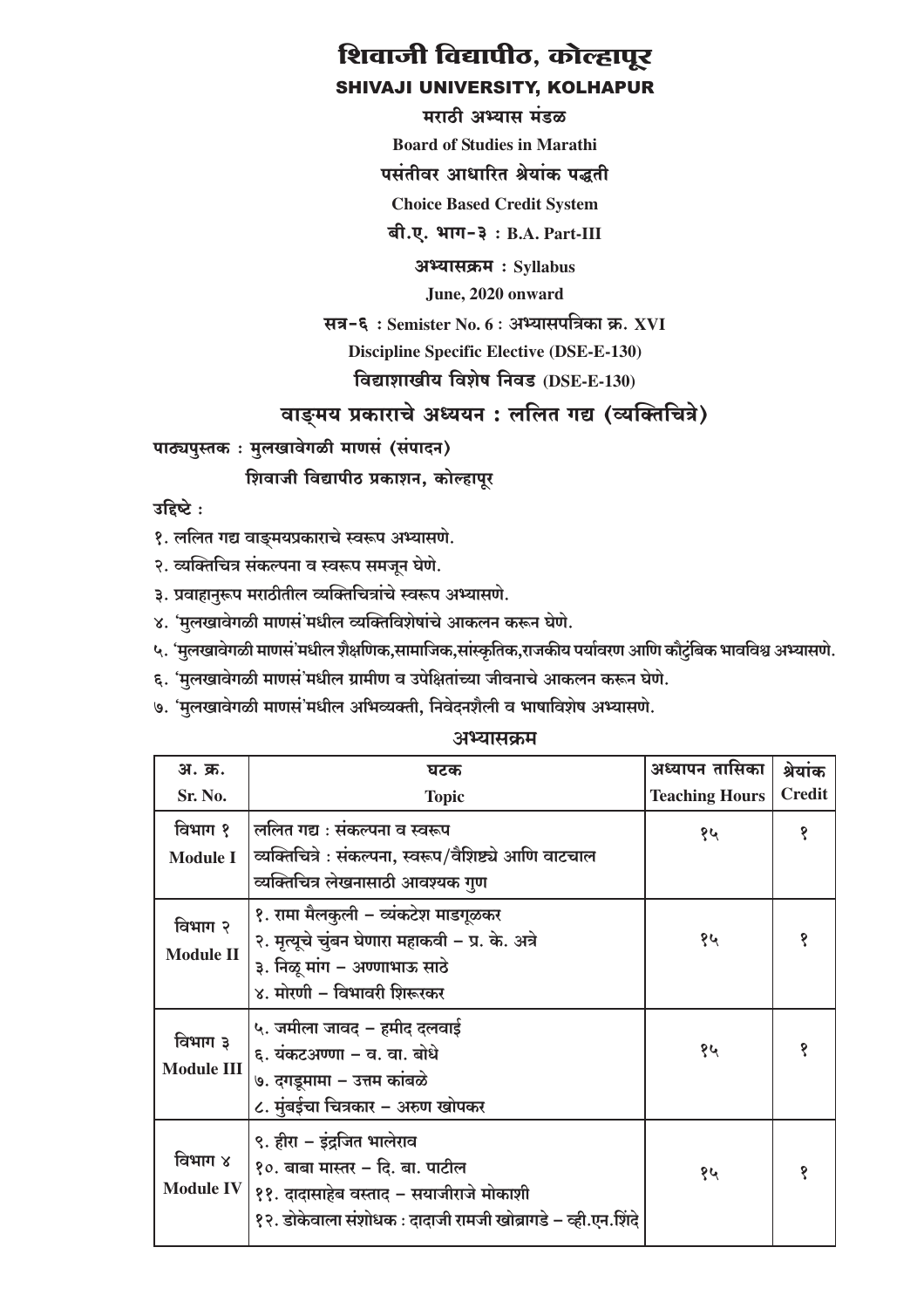# शिवाजी विद्यापीठ, कोल्हापूर

## SHIVAJI UNIVERSITY, KOLHAPUR

**मराठी अभ्यास मंडळ**

**Board of Studies in Marathi**

**पसंतीवर आधारित श्रेयांक पद्धती**

**Choice Based Credit System**

**बी.ए. भाग-३ : B.A. Part-III**

**अभ्यासक्रम : Syllabus**

**June, 2020 onward**

**सत्र-६ : Semister No. 6 : अभ्यासपत्रिका क्र. XVI**

**Discipline Specific Elective (DSE-E-130)**

**विद्याशाखीय विशेष निवड (DSE-E-130)**

## वाङ्मय प्रकाराचे अध्ययन : ललित गद्य (व्यक्तिचित्रे)

**पाठ्यपुस्तक : मुलखावेगळी माणसं (संपादन)**

**शिवाजी विद्यापीठ प्रकाशन, कोल्हापूर**

**उद्दिष्टे :**

१. ललित गद्य वाङ्मयप्रकाराचे स्वरूप अभ्यासणे.

२. व्यक्तिचित्र संकल्पना व स्वरूप समजून घेणे.

३. प्रवाहानुरूप मराठीतील व्यक्तिचित्रांचे स्वरूप अभ्यासणे.

४. 'मुलखावेगळी माणसं'मधील व्यक्तिविशेषांचे आकलन करून घेणे.

५. 'मुलखावेगळी माणसं'मधील शैक्षणिक,सामाजिक,सांस्कृतिक,राजकीय पर्यावरण आणि कौटुंबिक भावविश्व अभ्यासणे.

६. 'मुलखावेगळी माणसं'मधील ग्रामीण व उपेक्षितांच्या जीवनाचे आकलन करून घेणे.

७. 'मुलखावेगळी माणसं'मधील अभिव्यक्ती, निवेदनशैली व भाषाविशेष अभ्यासणे.

**अभ्यासक्रम**

| अ. क्र. Sr. No. | घटक Topic | अध्यापन तासिका Teaching Hours | श्रेयांक Credit |
|---|---|---|---|
| विभाग १ Module I | ललित गद्य : संकल्पना व स्वरूप<br>व्यक्तिचित्रे : संकल्पना, स्वरूप/वैशिष्ट्ये आणि वाटचाल<br>व्यक्तिचित्र लेखनासाठी आवश्यक गुण | १५ | १ |
| विभाग २ Module II | १. रामा मैलकुली – व्यंकटेश माडगूळकर<br>२. मृत्यूचे चुंबन घेणारा महाकवी – प्र. के. अत्रे<br>३. निळू मांग – अण्णाभाऊ साठे<br>४. मोरणी – विभावरी शिरूरकर | १५ | १ |
| विभाग ३ Module III | ५. जमीला जावद – हमीद दलवाई<br>६. यंकटअण्णा – व. वा. बोधे<br>७. दगडूमामा – उत्तम कांबळे<br>८. मुंबईचा चित्रकार – अरुण खोपकर | १५ | १ |
| विभाग ४ Module IV | ९. हीरा – इंद्रजित भालेराव<br>१०. बाबा मास्तर – दि. बा. पाटील<br>११. दादासाहेब वस्ताद – सयाजीराजे मोकाशी<br>१२. डोकेवाला संशोधक : दादाजी रामजी खोब्रागडे – व्ही.एन.शिंदे | १५ | १ |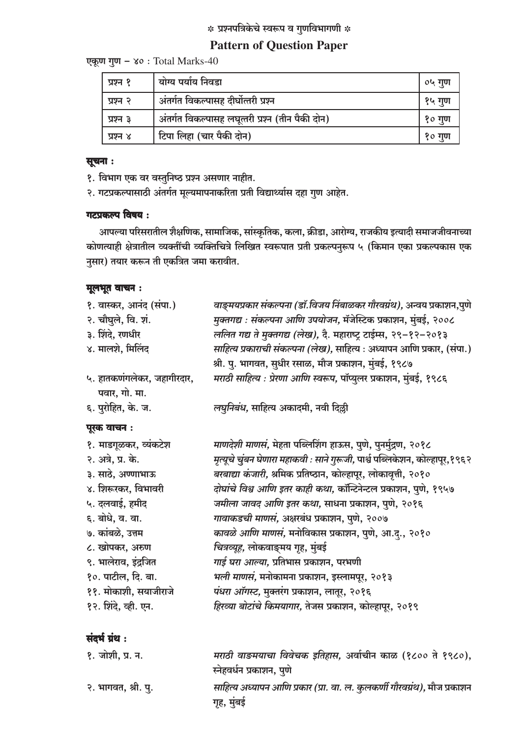## \* प्रश्नपत्रिकेचे स्वरूप व गुणविभागणी \*

## Pattern of Question Paper

एकूण गुण – ४० : Total Marks-40

| | | |
|---|---|---|
| प्रश्न १ | योग्य पर्याय निवडा | ०५ गुण |
| प्रश्न २ | अंतर्गत विकल्पासह दीर्घोत्तरी प्रश्न | १५ गुण |
| प्रश्न ३ | अंतर्गत विकल्पासह लघूत्तरी प्रश्न (तीन पैकी दोन) | १० गुण |
| प्रश्न ४ | टिपा लिहा (चार पैकी दोन) | १० गुण |

**सूचना :**

१. विभाग एक वर वस्तुनिष्ठ प्रश्न असणार नाहीत.

२. गटप्रकल्पासाठी अंतर्गत मूल्यमापनाकरिता प्रती विद्यार्थ्यास दहा गुण आहेत.

**गटप्रकल्प विषय :**

आपल्या परिसरातील शैक्षणिक, सामाजिक, सांस्कृतिक, कला, क्रीडा, आरोग्य, राजकीय इत्यादी समाजजीवनाच्या कोणत्याही क्षेत्रातील व्यक्तींची व्यक्तिचित्रे लिखित स्वरूपात प्रती प्रकल्पनुरूप ५ (किमान एका प्रकल्पकास एक नुसार) तयार करून ती एकत्रित जमा करावीत.

**मूलभूत वाचन :**

१. वास्कर, आनंद (संपा.) — *वाङ्मयप्रकार संकल्पना (डॉ.विजय निंबाळकर गौरवग्रंथ),* अन्वय प्रकाशन,पुणे

२. चौघुले, वि. शं. — *मुक्तगद्य : संकल्पना आणि उपयोजन,* मॅजेस्टिक प्रकाशन, मुंबई, २००८

३. शिंदे, रणधीर — *ललित गद्य ते मुक्तगद्य (लेख),* दै. महाराष्ट्र टाईम्स, २९–१२–२०१३

४. मालशे, मिलिंद — *साहित्य प्रकाराची संकल्पना (लेख),* साहित्य : अध्यापन आणि प्रकार, (संपा.) श्री. पु. भागवत, सुधीर रसाळ, मौज प्रकाशन, मुंबई, १९८७

५. हातकणंगलेकर, जहागीरदार, पवार, गो. मा. — *मराठी साहित्य : प्रेरणा आणि स्वरूप,* पॉप्युलर प्रकाशन, मुंबई, १९८६

६. पुरोहित, के. ज. — *लघुनिबंध,* साहित्य अकादमी, नवी दिल्ली

**पूरक वाचन :**

१. माडगूळकर, व्यंकटेश — *माणदेशी माणसं,* मेहता पब्लिशिंग हाऊस, पुणे, पुनर्मुद्रण, २०१८

२. अत्रे, प्र. के. — *मृत्यूचे चुंबन घेणारा महाकवी : साने गुरूजी,* पार्श्व पब्लिकेशन, कोल्हापूर,१९६२

३. साठे, अण्णाभाऊ — *बरबाद्या कंजारी,* श्रमिक प्रतिष्ठान, कोल्हापूर, लोकावृत्ती, २०१०

४. शिरूरकर, विभावरी — *दोघांचे विश्व आणि इतर काही कथा,* कॉन्टिनेन्टल प्रकाशन, पुणे, १९५७

५. दलवाई, हमीद — *जमीला जावद आणि इतर कथा,* साधना प्रकाशन, पुणे, २०१६

६. बोधे, व. वा. — *गावाकडची माणसं,* अक्षरबंध प्रकाशन, पुणे, २००७

७. कांबळे, उत्तम — *कावळे आणि माणसं,* मनोविकास प्रकाशन, पुणे, आ.दु., २०१०

८. खोपकर, अरुण — *चित्रव्यूह,* लोकवाङ्मय गृह, मुंबई

९. भालेराव, इंद्रजित — *गाई घरा आल्या,* प्रतिभास प्रकाशन, परभणी

१०. पाटील, दि. बा. — *भली माणसं,* मनोकामना प्रकाशन, इस्लामपूर, २०१३

११. मोकाशी, सयाजीराजे — *पंधरा ऑगस्ट,* मुक्तरंग प्रकाशन, लातूर, २०१६

१२. शिंदे, व्ही. एन. — *हिरव्या बोटांचे किमयागार,* तेजस प्रकाशन, कोल्हापूर, २०१९

**संदर्भ ग्रंथ :**

१. जोशी, प्र. न. — *मराठी वाङमयाचा विवेचक इतिहास,* अर्वाचीन काळ (१८०० ते १९८०), स्नेहवर्धन प्रकाशन, पुणे

२. भागवत, श्री. पु. — *साहित्य अध्यापन आणि प्रकार (प्रा. वा. ल. कुलकर्णी गौरवग्रंथ),* मौज प्रकाशन गृह, मुंबई